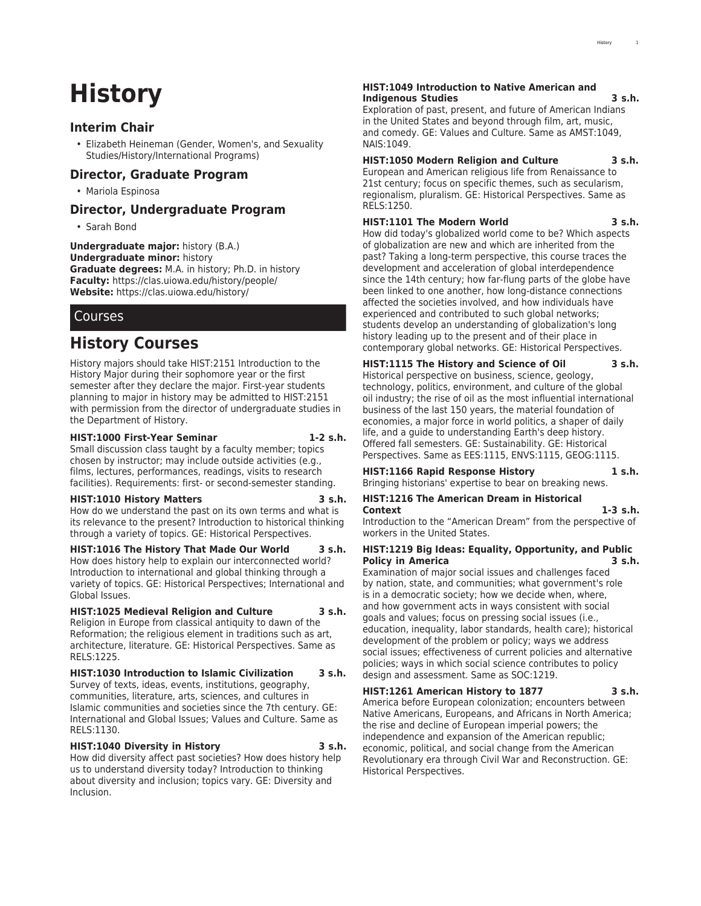# History

## Interim Chair

- Elizabeth Heineman (Gender, Women's, and Sexuality Studies/History/International Programs)

## Director, Graduate Program

- Mariola Espinosa

## Director, Undergraduate Program

- Sarah Bond

**Undergraduate major:** history (B.A.)
**Undergraduate minor:** history
**Graduate degrees:** M.A. in history; Ph.D. in history
**Faculty:** https://clas.uiowa.edu/history/people/
**Website:** https://clas.uiowa.edu/history/

## Courses

## History Courses

History majors should take HIST:2151 Introduction to the History Major during their sophomore year or the first semester after they declare the major. First-year students planning to major in history may be admitted to HIST:2151 with permission from the director of undergraduate studies in the Department of History.

**HIST:1000 First-Year Seminar 1-2 s.h.**
Small discussion class taught by a faculty member; topics chosen by instructor; may include outside activities (e.g., films, lectures, performances, readings, visits to research facilities). Requirements: first- or second-semester standing.

**HIST:1010 History Matters 3 s.h.**
How do we understand the past on its own terms and what is its relevance to the present? Introduction to historical thinking through a variety of topics. GE: Historical Perspectives.

**HIST:1016 The History That Made Our World 3 s.h.**
How does history help to explain our interconnected world? Introduction to international and global thinking through a variety of topics. GE: Historical Perspectives; International and Global Issues.

**HIST:1025 Medieval Religion and Culture 3 s.h.**
Religion in Europe from classical antiquity to dawn of the Reformation; the religious element in traditions such as art, architecture, literature. GE: Historical Perspectives. Same as RELS:1225.

**HIST:1030 Introduction to Islamic Civilization 3 s.h.**
Survey of texts, ideas, events, institutions, geography, communities, literature, arts, sciences, and cultures in Islamic communities and societies since the 7th century. GE: International and Global Issues; Values and Culture. Same as RELS:1130.

**HIST:1040 Diversity in History 3 s.h.**
How did diversity affect past societies? How does history help us to understand diversity today? Introduction to thinking about diversity and inclusion; topics vary. GE: Diversity and Inclusion.

**HIST:1049 Introduction to Native American and Indigenous Studies 3 s.h.**
Exploration of past, present, and future of American Indians in the United States and beyond through film, art, music, and comedy. GE: Values and Culture. Same as AMST:1049, NAIS:1049.

**HIST:1050 Modern Religion and Culture 3 s.h.**
European and American religious life from Renaissance to 21st century; focus on specific themes, such as secularism, regionalism, pluralism. GE: Historical Perspectives. Same as RELS:1250.

**HIST:1101 The Modern World 3 s.h.**
How did today's globalized world come to be? Which aspects of globalization are new and which are inherited from the past? Taking a long-term perspective, this course traces the development and acceleration of global interdependence since the 14th century; how far-flung parts of the globe have been linked to one another, how long-distance connections affected the societies involved, and how individuals have experienced and contributed to such global networks; students develop an understanding of globalization's long history leading up to the present and of their place in contemporary global networks. GE: Historical Perspectives.

**HIST:1115 The History and Science of Oil 3 s.h.**
Historical perspective on business, science, geology, technology, politics, environment, and culture of the global oil industry; the rise of oil as the most influential international business of the last 150 years, the material foundation of economies, a major force in world politics, a shaper of daily life, and a guide to understanding Earth's deep history. Offered fall semesters. GE: Sustainability. GE: Historical Perspectives. Same as EES:1115, ENVS:1115, GEOG:1115.

**HIST:1166 Rapid Response History 1 s.h.**
Bringing historians' expertise to bear on breaking news.

**HIST:1216 The American Dream in Historical Context 1-3 s.h.**
Introduction to the “American Dream” from the perspective of workers in the United States.

**HIST:1219 Big Ideas: Equality, Opportunity, and Public Policy in America 3 s.h.**
Examination of major social issues and challenges faced by nation, state, and communities; what government's role is in a democratic society; how we decide when, where, and how government acts in ways consistent with social goals and values; focus on pressing social issues (i.e., education, inequality, labor standards, health care); historical development of the problem or policy; ways we address social issues; effectiveness of current policies and alternative policies; ways in which social science contributes to policy design and assessment. Same as SOC:1219.

**HIST:1261 American History to 1877 3 s.h.**
America before European colonization; encounters between Native Americans, Europeans, and Africans in North America; the rise and decline of European imperial powers; the independence and expansion of the American republic; economic, political, and social change from the American Revolutionary era through Civil War and Reconstruction. GE: Historical Perspectives.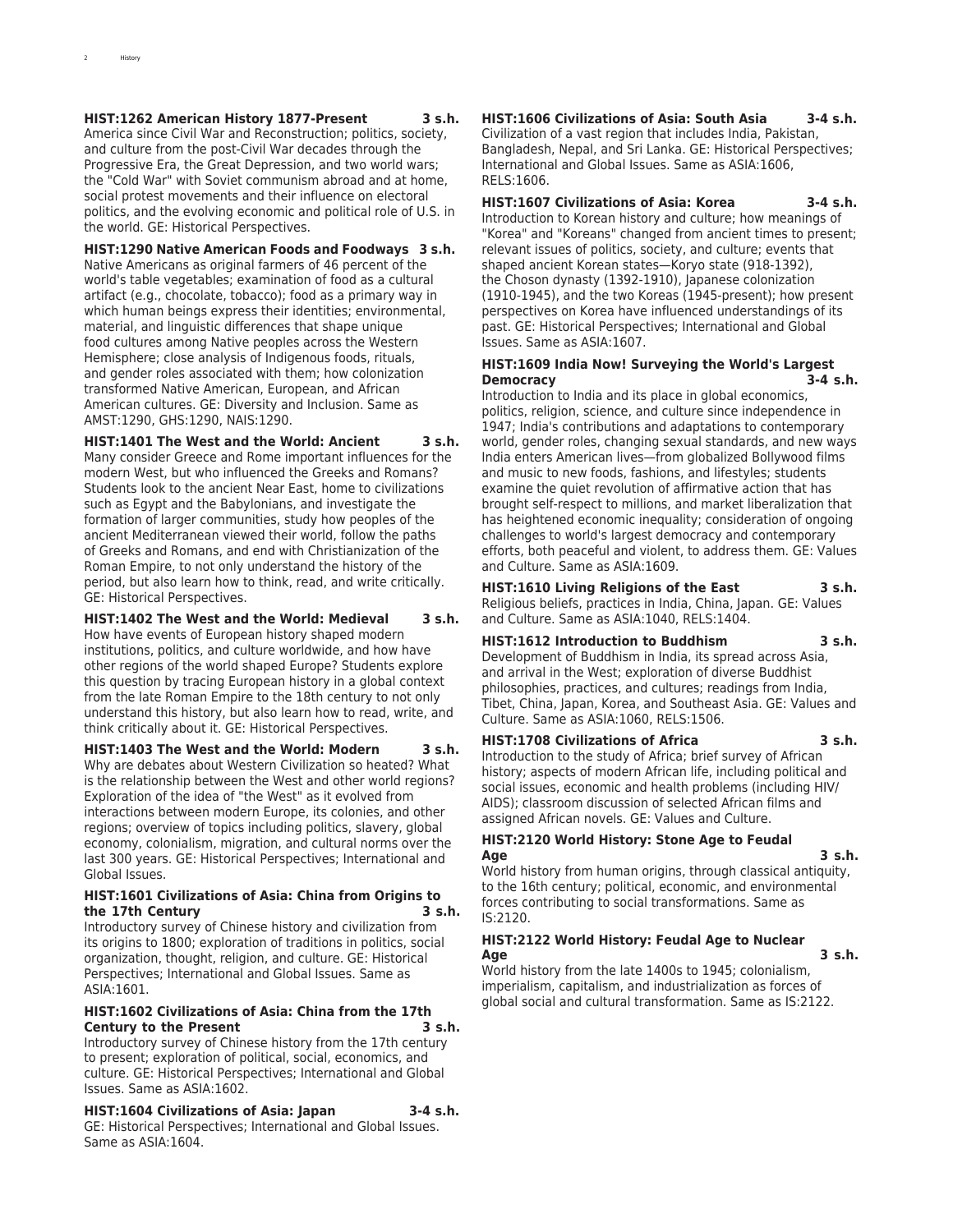**HIST:1262 American History 1877-Present 3 s.h.**
America since Civil War and Reconstruction; politics, society, and culture from the post-Civil War decades through the Progressive Era, the Great Depression, and two world wars; the "Cold War" with Soviet communism abroad and at home, social protest movements and their influence on electoral politics, and the evolving economic and political role of U.S. in the world. GE: Historical Perspectives.

**HIST:1290 Native American Foods and Foodways 3 s.h.**
Native Americans as original farmers of 46 percent of the world's table vegetables; examination of food as a cultural artifact (e.g., chocolate, tobacco); food as a primary way in which human beings express their identities; environmental, material, and linguistic differences that shape unique food cultures among Native peoples across the Western Hemisphere; close analysis of Indigenous foods, rituals, and gender roles associated with them; how colonization transformed Native American, European, and African American cultures. GE: Diversity and Inclusion. Same as AMST:1290, GHS:1290, NAIS:1290.

**HIST:1401 The West and the World: Ancient 3 s.h.**
Many consider Greece and Rome important influences for the modern West, but who influenced the Greeks and Romans? Students look to the ancient Near East, home to civilizations such as Egypt and the Babylonians, and investigate the formation of larger communities, study how peoples of the ancient Mediterranean viewed their world, follow the paths of Greeks and Romans, and end with Christianization of the Roman Empire, to not only understand the history of the period, but also learn how to think, read, and write critically. GE: Historical Perspectives.

**HIST:1402 The West and the World: Medieval 3 s.h.**
How have events of European history shaped modern institutions, politics, and culture worldwide, and how have other regions of the world shaped Europe? Students explore this question by tracing European history in a global context from the late Roman Empire to the 18th century to not only understand this history, but also learn how to read, write, and think critically about it. GE: Historical Perspectives.

**HIST:1403 The West and the World: Modern 3 s.h.**
Why are debates about Western Civilization so heated? What is the relationship between the West and other world regions? Exploration of the idea of "the West" as it evolved from interactions between modern Europe, its colonies, and other regions; overview of topics including politics, slavery, global economy, colonialism, migration, and cultural norms over the last 300 years. GE: Historical Perspectives; International and Global Issues.

**HIST:1601 Civilizations of Asia: China from Origins to the 17th Century 3 s.h.**
Introductory survey of Chinese history and civilization from its origins to 1800; exploration of traditions in politics, social organization, thought, religion, and culture. GE: Historical Perspectives; International and Global Issues. Same as ASIA:1601.

**HIST:1602 Civilizations of Asia: China from the 17th Century to the Present 3 s.h.**
Introductory survey of Chinese history from the 17th century to present; exploration of political, social, economics, and culture. GE: Historical Perspectives; International and Global Issues. Same as ASIA:1602.

**HIST:1604 Civilizations of Asia: Japan 3-4 s.h.**
GE: Historical Perspectives; International and Global Issues. Same as ASIA:1604.

**HIST:1606 Civilizations of Asia: South Asia 3-4 s.h.**
Civilization of a vast region that includes India, Pakistan, Bangladesh, Nepal, and Sri Lanka. GE: Historical Perspectives; International and Global Issues. Same as ASIA:1606, RELS:1606.

**HIST:1607 Civilizations of Asia: Korea 3-4 s.h.**
Introduction to Korean history and culture; how meanings of "Korea" and "Koreans" changed from ancient times to present; relevant issues of politics, society, and culture; events that shaped ancient Korean states—Koryo state (918-1392), the Choson dynasty (1392-1910), Japanese colonization (1910-1945), and the two Koreas (1945-present); how present perspectives on Korea have influenced understandings of its past. GE: Historical Perspectives; International and Global Issues. Same as ASIA:1607.

**HIST:1609 India Now! Surveying the World's Largest Democracy 3-4 s.h.**
Introduction to India and its place in global economics, politics, religion, science, and culture since independence in 1947; India's contributions and adaptations to contemporary world, gender roles, changing sexual standards, and new ways India enters American lives—from globalized Bollywood films and music to new foods, fashions, and lifestyles; students examine the quiet revolution of affirmative action that has brought self-respect to millions, and market liberalization that has heightened economic inequality; consideration of ongoing challenges to world's largest democracy and contemporary efforts, both peaceful and violent, to address them. GE: Values and Culture. Same as ASIA:1609.

**HIST:1610 Living Religions of the East 3 s.h.**
Religious beliefs, practices in India, China, Japan. GE: Values and Culture. Same as ASIA:1040, RELS:1404.

**HIST:1612 Introduction to Buddhism 3 s.h.**
Development of Buddhism in India, its spread across Asia, and arrival in the West; exploration of diverse Buddhist philosophies, practices, and cultures; readings from India, Tibet, China, Japan, Korea, and Southeast Asia. GE: Values and Culture. Same as ASIA:1060, RELS:1506.

**HIST:1708 Civilizations of Africa 3 s.h.**
Introduction to the study of Africa; brief survey of African history; aspects of modern African life, including political and social issues, economic and health problems (including HIV/AIDS); classroom discussion of selected African films and assigned African novels. GE: Values and Culture.

**HIST:2120 World History: Stone Age to Feudal Age 3 s.h.**
World history from human origins, through classical antiquity, to the 16th century; political, economic, and environmental forces contributing to social transformations. Same as IS:2120.

**HIST:2122 World History: Feudal Age to Nuclear Age 3 s.h.**
World history from the late 1400s to 1945; colonialism, imperialism, capitalism, and industrialization as forces of global social and cultural transformation. Same as IS:2122.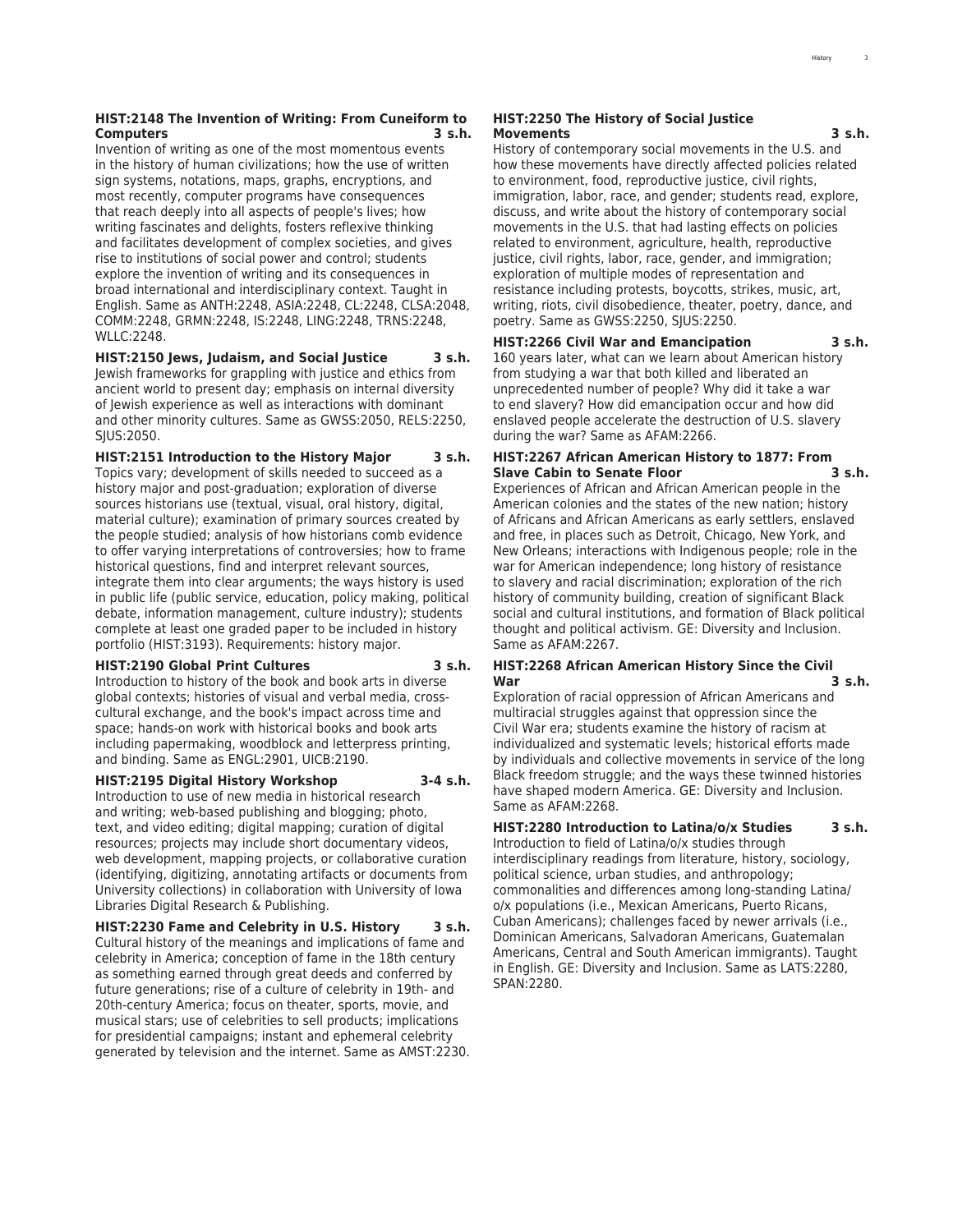**HIST:2148 The Invention of Writing: From Cuneiform to Computers 3 s.h.**
Invention of writing as one of the most momentous events in the history of human civilizations; how the use of written sign systems, notations, maps, graphs, encryptions, and most recently, computer programs have consequences that reach deeply into all aspects of people's lives; how writing fascinates and delights, fosters reflexive thinking and facilitates development of complex societies, and gives rise to institutions of social power and control; students explore the invention of writing and its consequences in broad international and interdisciplinary context. Taught in English. Same as ANTH:2248, ASIA:2248, CL:2248, CLSA:2048, COMM:2248, GRMN:2248, IS:2248, LING:2248, TRNS:2248, WLLC:2248.

**HIST:2150 Jews, Judaism, and Social Justice 3 s.h.**
Jewish frameworks for grappling with justice and ethics from ancient world to present day; emphasis on internal diversity of Jewish experience as well as interactions with dominant and other minority cultures. Same as GWSS:2050, RELS:2250, SJUS:2050.

**HIST:2151 Introduction to the History Major 3 s.h.**
Topics vary; development of skills needed to succeed as a history major and post-graduation; exploration of diverse sources historians use (textual, visual, oral history, digital, material culture); examination of primary sources created by the people studied; analysis of how historians comb evidence to offer varying interpretations of controversies; how to frame historical questions, find and interpret relevant sources, integrate them into clear arguments; the ways history is used in public life (public service, education, policy making, political debate, information management, culture industry); students complete at least one graded paper to be included in history portfolio (HIST:3193). Requirements: history major.

**HIST:2190 Global Print Cultures 3 s.h.**
Introduction to history of the book and book arts in diverse global contexts; histories of visual and verbal media, cross-cultural exchange, and the book's impact across time and space; hands-on work with historical books and book arts including papermaking, woodblock and letterpress printing, and binding. Same as ENGL:2901, UICB:2190.

**HIST:2195 Digital History Workshop 3-4 s.h.**
Introduction to use of new media in historical research and writing; web-based publishing and blogging; photo, text, and video editing; digital mapping; curation of digital resources; projects may include short documentary videos, web development, mapping projects, or collaborative curation (identifying, digitizing, annotating artifacts or documents from University collections) in collaboration with University of Iowa Libraries Digital Research & Publishing.

**HIST:2230 Fame and Celebrity in U.S. History 3 s.h.**
Cultural history of the meanings and implications of fame and celebrity in America; conception of fame in the 18th century as something earned through great deeds and conferred by future generations; rise of a culture of celebrity in 19th- and 20th-century America; focus on theater, sports, movie, and musical stars; use of celebrities to sell products; implications for presidential campaigns; instant and ephemeral celebrity generated by television and the internet. Same as AMST:2230.

**HIST:2250 The History of Social Justice Movements 3 s.h.**
History of contemporary social movements in the U.S. and how these movements have directly affected policies related to environment, food, reproductive justice, civil rights, immigration, labor, race, and gender; students read, explore, discuss, and write about the history of contemporary social movements in the U.S. that had lasting effects on policies related to environment, agriculture, health, reproductive justice, civil rights, labor, race, gender, and immigration; exploration of multiple modes of representation and resistance including protests, boycotts, strikes, music, art, writing, riots, civil disobedience, theater, poetry, dance, and poetry. Same as GWSS:2250, SJUS:2250.

**HIST:2266 Civil War and Emancipation 3 s.h.**
160 years later, what can we learn about American history from studying a war that both killed and liberated an unprecedented number of people? Why did it take a war to end slavery? How did emancipation occur and how did enslaved people accelerate the destruction of U.S. slavery during the war? Same as AFAM:2266.

**HIST:2267 African American History to 1877: From Slave Cabin to Senate Floor 3 s.h.**
Experiences of African and African American people in the American colonies and the states of the new nation; history of Africans and African Americans as early settlers, enslaved and free, in places such as Detroit, Chicago, New York, and New Orleans; interactions with Indigenous people; role in the war for American independence; long history of resistance to slavery and racial discrimination; exploration of the rich history of community building, creation of significant Black social and cultural institutions, and formation of Black political thought and political activism. GE: Diversity and Inclusion. Same as AFAM:2267.

**HIST:2268 African American History Since the Civil War 3 s.h.**
Exploration of racial oppression of African Americans and multiracial struggles against that oppression since the Civil War era; students examine the history of racism at individualized and systematic levels; historical efforts made by individuals and collective movements in service of the long Black freedom struggle; and the ways these twinned histories have shaped modern America. GE: Diversity and Inclusion. Same as AFAM:2268.

**HIST:2280 Introduction to Latina/o/x Studies 3 s.h.**
Introduction to field of Latina/o/x studies through interdisciplinary readings from literature, history, sociology, political science, urban studies, and anthropology; commonalities and differences among long-standing Latina/o/x populations (i.e., Mexican Americans, Puerto Ricans, Cuban Americans); challenges faced by newer arrivals (i.e., Dominican Americans, Salvadoran Americans, Guatemalan Americans, Central and South American immigrants). Taught in English. GE: Diversity and Inclusion. Same as LATS:2280, SPAN:2280.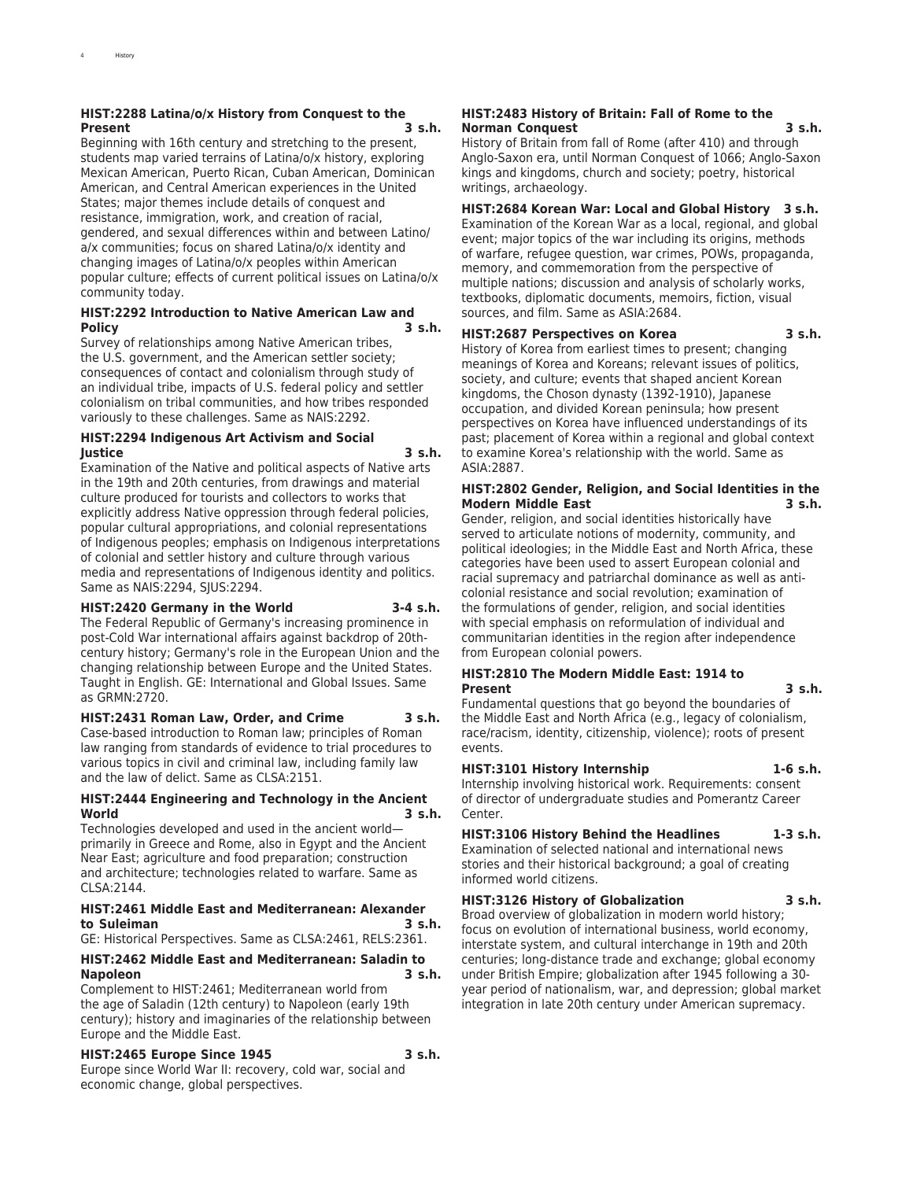**HIST:2288 Latina/o/x History from Conquest to the Present 3 s.h.**
Beginning with 16th century and stretching to the present, students map varied terrains of Latina/o/x history, exploring Mexican American, Puerto Rican, Cuban American, Dominican American, and Central American experiences in the United States; major themes include details of conquest and resistance, immigration, work, and creation of racial, gendered, and sexual differences within and between Latino/a/x communities; focus on shared Latina/o/x identity and changing images of Latina/o/x peoples within American popular culture; effects of current political issues on Latina/o/x community today.

**HIST:2292 Introduction to Native American Law and Policy 3 s.h.**
Survey of relationships among Native American tribes, the U.S. government, and the American settler society; consequences of contact and colonialism through study of an individual tribe, impacts of U.S. federal policy and settler colonialism on tribal communities, and how tribes responded variously to these challenges. Same as NAIS:2292.

**HIST:2294 Indigenous Art Activism and Social Justice 3 s.h.**
Examination of the Native and political aspects of Native arts in the 19th and 20th centuries, from drawings and material culture produced for tourists and collectors to works that explicitly address Native oppression through federal policies, popular cultural appropriations, and colonial representations of Indigenous peoples; emphasis on Indigenous interpretations of colonial and settler history and culture through various media and representations of Indigenous identity and politics. Same as NAIS:2294, SJUS:2294.

**HIST:2420 Germany in the World 3-4 s.h.**
The Federal Republic of Germany's increasing prominence in post-Cold War international affairs against backdrop of 20th-century history; Germany's role in the European Union and the changing relationship between Europe and the United States. Taught in English. GE: International and Global Issues. Same as GRMN:2720.

**HIST:2431 Roman Law, Order, and Crime 3 s.h.**
Case-based introduction to Roman law; principles of Roman law ranging from standards of evidence to trial procedures to various topics in civil and criminal law, including family law and the law of delict. Same as CLSA:2151.

**HIST:2444 Engineering and Technology in the Ancient World 3 s.h.**
Technologies developed and used in the ancient world—primarily in Greece and Rome, also in Egypt and the Ancient Near East; agriculture and food preparation; construction and architecture; technologies related to warfare. Same as CLSA:2144.

**HIST:2461 Middle East and Mediterranean: Alexander to Suleiman 3 s.h.**
GE: Historical Perspectives. Same as CLSA:2461, RELS:2361.

**HIST:2462 Middle East and Mediterranean: Saladin to Napoleon 3 s.h.**
Complement to HIST:2461; Mediterranean world from the age of Saladin (12th century) to Napoleon (early 19th century); history and imaginaries of the relationship between Europe and the Middle East.

**HIST:2465 Europe Since 1945 3 s.h.**
Europe since World War II: recovery, cold war, social and economic change, global perspectives.

**HIST:2483 History of Britain: Fall of Rome to the Norman Conquest 3 s.h.**
History of Britain from fall of Rome (after 410) and through Anglo-Saxon era, until Norman Conquest of 1066; Anglo-Saxon kings and kingdoms, church and society; poetry, historical writings, archaeology.

**HIST:2684 Korean War: Local and Global History 3 s.h.**
Examination of the Korean War as a local, regional, and global event; major topics of the war including its origins, methods of warfare, refugee question, war crimes, POWs, propaganda, memory, and commemoration from the perspective of multiple nations; discussion and analysis of scholarly works, textbooks, diplomatic documents, memoirs, fiction, visual sources, and film. Same as ASIA:2684.

**HIST:2687 Perspectives on Korea 3 s.h.**
History of Korea from earliest times to present; changing meanings of Korea and Koreans; relevant issues of politics, society, and culture; events that shaped ancient Korean kingdoms, the Choson dynasty (1392-1910), Japanese occupation, and divided Korean peninsula; how present perspectives on Korea have influenced understandings of its past; placement of Korea within a regional and global context to examine Korea's relationship with the world. Same as ASIA:2887.

**HIST:2802 Gender, Religion, and Social Identities in the Modern Middle East 3 s.h.**
Gender, religion, and social identities historically have served to articulate notions of modernity, community, and political ideologies; in the Middle East and North Africa, these categories have been used to assert European colonial and racial supremacy and patriarchal dominance as well as anti-colonial resistance and social revolution; examination of the formulations of gender, religion, and social identities with special emphasis on reformulation of individual and communitarian identities in the region after independence from European colonial powers.

**HIST:2810 The Modern Middle East: 1914 to Present 3 s.h.**
Fundamental questions that go beyond the boundaries of the Middle East and North Africa (e.g., legacy of colonialism, race/racism, identity, citizenship, violence); roots of present events.

**HIST:3101 History Internship 1-6 s.h.**
Internship involving historical work. Requirements: consent of director of undergraduate studies and Pomerantz Career Center.

**HIST:3106 History Behind the Headlines 1-3 s.h.**
Examination of selected national and international news stories and their historical background; a goal of creating informed world citizens.

**HIST:3126 History of Globalization 3 s.h.**
Broad overview of globalization in modern world history; focus on evolution of international business, world economy, interstate system, and cultural interchange in 19th and 20th centuries; long-distance trade and exchange; global economy under British Empire; globalization after 1945 following a 30-year period of nationalism, war, and depression; global market integration in late 20th century under American supremacy.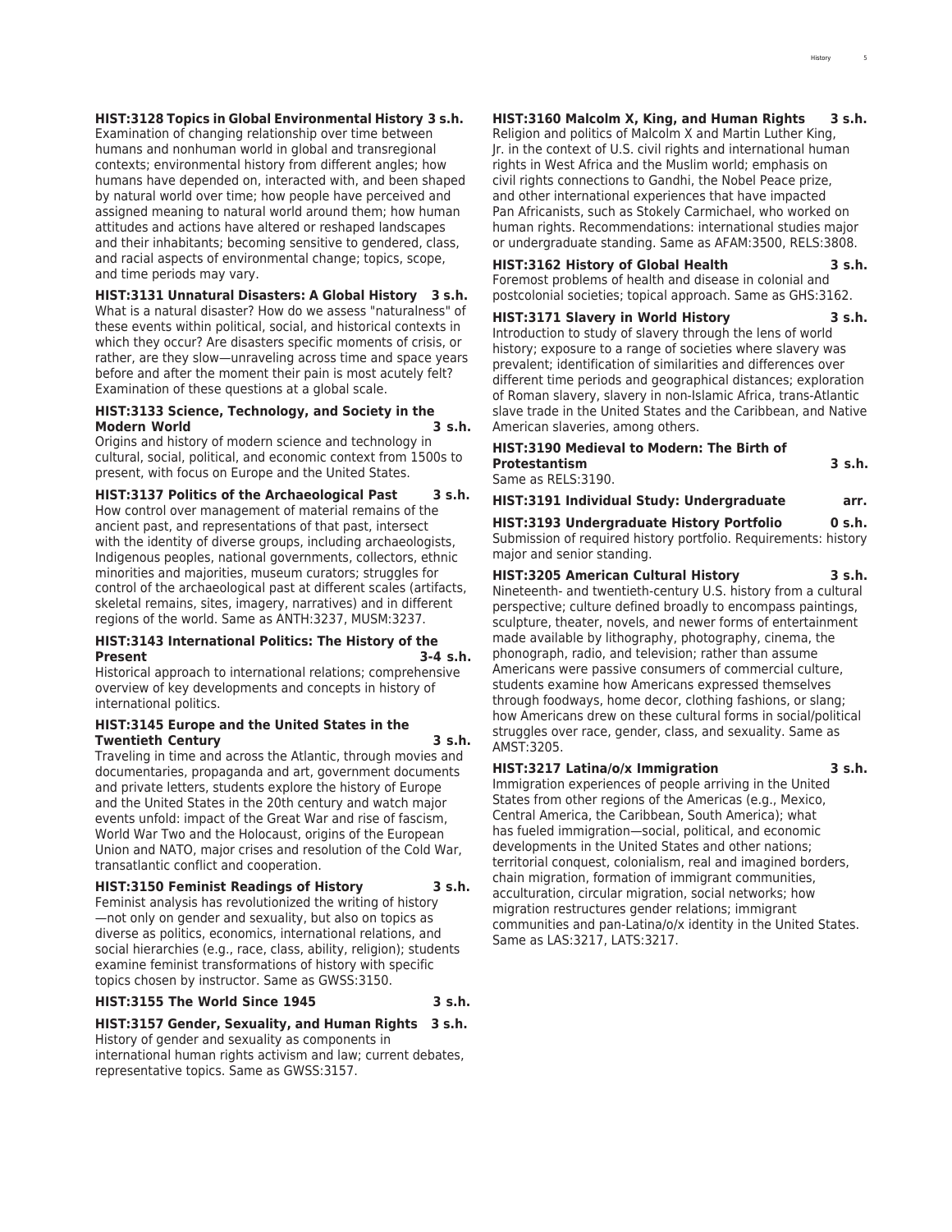**HIST:3128 Topics in Global Environmental History 3 s.h.**
Examination of changing relationship over time between humans and nonhuman world in global and transregional contexts; environmental history from different angles; how humans have depended on, interacted with, and been shaped by natural world over time; how people have perceived and assigned meaning to natural world around them; how human attitudes and actions have altered or reshaped landscapes and their inhabitants; becoming sensitive to gendered, class, and racial aspects of environmental change; topics, scope, and time periods may vary.

**HIST:3131 Unnatural Disasters: A Global History 3 s.h.**
What is a natural disaster? How do we assess "naturalness" of these events within political, social, and historical contexts in which they occur? Are disasters specific moments of crisis, or rather, are they slow—unraveling across time and space years before and after the moment their pain is most acutely felt? Examination of these questions at a global scale.

**HIST:3133 Science, Technology, and Society in the Modern World 3 s.h.**
Origins and history of modern science and technology in cultural, social, political, and economic context from 1500s to present, with focus on Europe and the United States.

**HIST:3137 Politics of the Archaeological Past 3 s.h.**
How control over management of material remains of the ancient past, and representations of that past, intersect with the identity of diverse groups, including archaeologists, Indigenous peoples, national governments, collectors, ethnic minorities and majorities, museum curators; struggles for control of the archaeological past at different scales (artifacts, skeletal remains, sites, imagery, narratives) and in different regions of the world. Same as ANTH:3237, MUSM:3237.

**HIST:3143 International Politics: The History of the Present 3-4 s.h.**
Historical approach to international relations; comprehensive overview of key developments and concepts in history of international politics.

**HIST:3145 Europe and the United States in the Twentieth Century 3 s.h.**
Traveling in time and across the Atlantic, through movies and documentaries, propaganda and art, government documents and private letters, students explore the history of Europe and the United States in the 20th century and watch major events unfold: impact of the Great War and rise of fascism, World War Two and the Holocaust, origins of the European Union and NATO, major crises and resolution of the Cold War, transatlantic conflict and cooperation.

**HIST:3150 Feminist Readings of History 3 s.h.**
Feminist analysis has revolutionized the writing of history —not only on gender and sexuality, but also on topics as diverse as politics, economics, international relations, and social hierarchies (e.g., race, class, ability, religion); students examine feminist transformations of history with specific topics chosen by instructor. Same as GWSS:3150.

**HIST:3155 The World Since 1945 3 s.h.**

**HIST:3157 Gender, Sexuality, and Human Rights 3 s.h.**
History of gender and sexuality as components in international human rights activism and law; current debates, representative topics. Same as GWSS:3157.

**HIST:3160 Malcolm X, King, and Human Rights 3 s.h.**
Religion and politics of Malcolm X and Martin Luther King, Jr. in the context of U.S. civil rights and international human rights in West Africa and the Muslim world; emphasis on civil rights connections to Gandhi, the Nobel Peace prize, and other international experiences that have impacted Pan Africanists, such as Stokely Carmichael, who worked on human rights. Recommendations: international studies major or undergraduate standing. Same as AFAM:3500, RELS:3808.

**HIST:3162 History of Global Health 3 s.h.**
Foremost problems of health and disease in colonial and postcolonial societies; topical approach. Same as GHS:3162.

**HIST:3171 Slavery in World History 3 s.h.**
Introduction to study of slavery through the lens of world history; exposure to a range of societies where slavery was prevalent; identification of similarities and differences over different time periods and geographical distances; exploration of Roman slavery, slavery in non-Islamic Africa, trans-Atlantic slave trade in the United States and the Caribbean, and Native American slaveries, among others.

**HIST:3190 Medieval to Modern: The Birth of Protestantism 3 s.h.**
Same as RELS:3190.

**HIST:3191 Individual Study: Undergraduate arr.**

**HIST:3193 Undergraduate History Portfolio 0 s.h.**
Submission of required history portfolio. Requirements: history major and senior standing.

**HIST:3205 American Cultural History 3 s.h.**
Nineteenth- and twentieth-century U.S. history from a cultural perspective; culture defined broadly to encompass paintings, sculpture, theater, novels, and newer forms of entertainment made available by lithography, photography, cinema, the phonograph, radio, and television; rather than assume Americans were passive consumers of commercial culture, students examine how Americans expressed themselves through foodways, home decor, clothing fashions, or slang; how Americans drew on these cultural forms in social/political struggles over race, gender, class, and sexuality. Same as AMST:3205.

**HIST:3217 Latina/o/x Immigration 3 s.h.**
Immigration experiences of people arriving in the United States from other regions of the Americas (e.g., Mexico, Central America, the Caribbean, South America); what has fueled immigration—social, political, and economic developments in the United States and other nations; territorial conquest, colonialism, real and imagined borders, chain migration, formation of immigrant communities, acculturation, circular migration, social networks; how migration restructures gender relations; immigrant communities and pan-Latina/o/x identity in the United States. Same as LAS:3217, LATS:3217.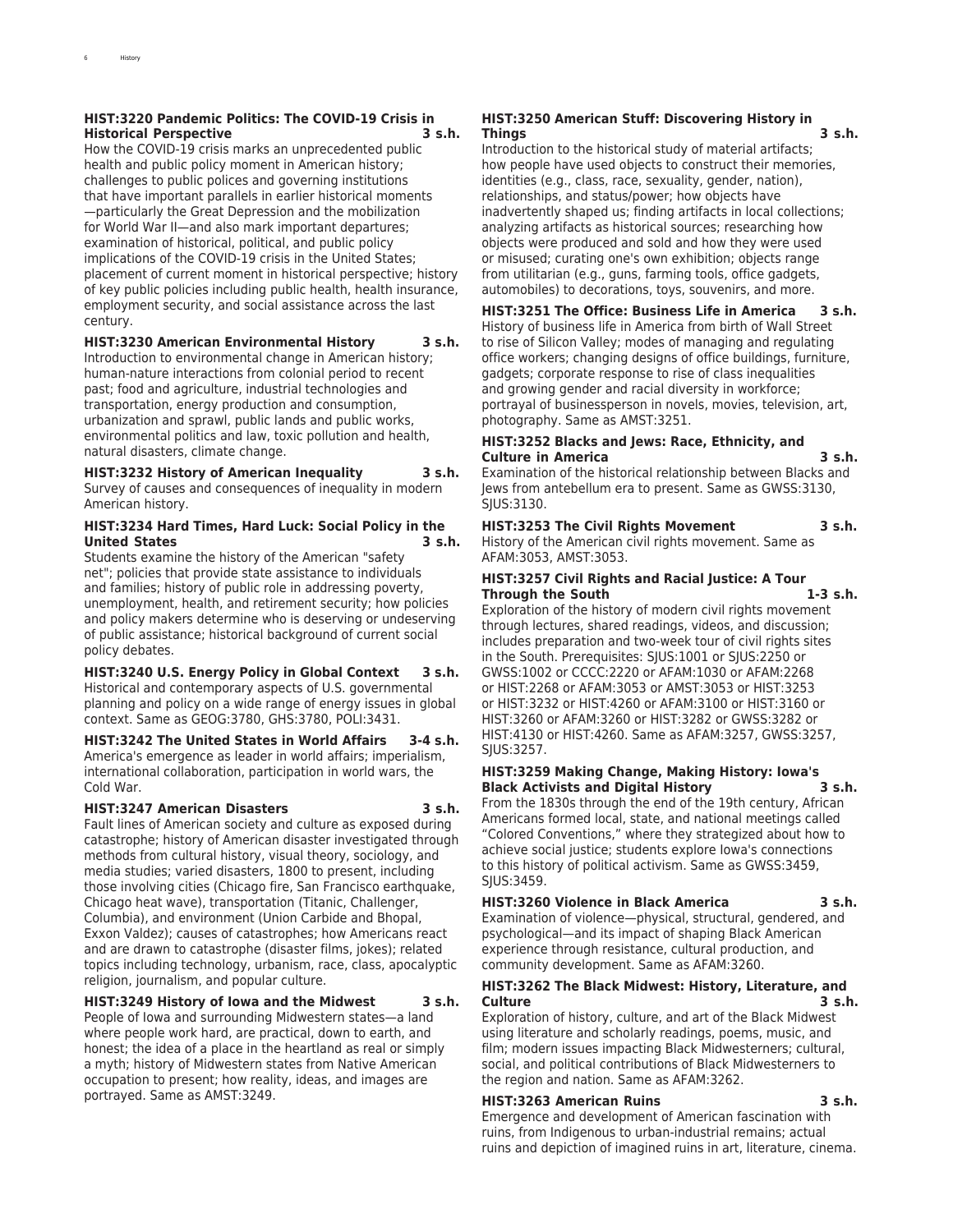**HIST:3220 Pandemic Politics: The COVID-19 Crisis in Historical Perspective 3 s.h.**
How the COVID-19 crisis marks an unprecedented public health and public policy moment in American history; challenges to public polices and governing institutions that have important parallels in earlier historical moments—particularly the Great Depression and the mobilization for World War II—and also mark important departures; examination of historical, political, and public policy implications of the COVID-19 crisis in the United States; placement of current moment in historical perspective; history of key public policies including public health, health insurance, employment security, and social assistance across the last century.

**HIST:3230 American Environmental History 3 s.h.**
Introduction to environmental change in American history; human-nature interactions from colonial period to recent past; food and agriculture, industrial technologies and transportation, energy production and consumption, urbanization and sprawl, public lands and public works, environmental politics and law, toxic pollution and health, natural disasters, climate change.

**HIST:3232 History of American Inequality 3 s.h.**
Survey of causes and consequences of inequality in modern American history.

**HIST:3234 Hard Times, Hard Luck: Social Policy in the United States 3 s.h.**
Students examine the history of the American "safety net"; policies that provide state assistance to individuals and families; history of public role in addressing poverty, unemployment, health, and retirement security; how policies and policy makers determine who is deserving or undeserving of public assistance; historical background of current social policy debates.

**HIST:3240 U.S. Energy Policy in Global Context 3 s.h.**
Historical and contemporary aspects of U.S. governmental planning and policy on a wide range of energy issues in global context. Same as GEOG:3780, GHS:3780, POLI:3431.

**HIST:3242 The United States in World Affairs 3-4 s.h.**
America's emergence as leader in world affairs; imperialism, international collaboration, participation in world wars, the Cold War.

**HIST:3247 American Disasters 3 s.h.**
Fault lines of American society and culture as exposed during catastrophe; history of American disaster investigated through methods from cultural history, visual theory, sociology, and media studies; varied disasters, 1800 to present, including those involving cities (Chicago fire, San Francisco earthquake, Chicago heat wave), transportation (Titanic, Challenger, Columbia), and environment (Union Carbide and Bhopal, Exxon Valdez); causes of catastrophes; how Americans react and are drawn to catastrophe (disaster films, jokes); related topics including technology, urbanism, race, class, apocalyptic religion, journalism, and popular culture.

**HIST:3249 History of Iowa and the Midwest 3 s.h.**
People of Iowa and surrounding Midwestern states—a land where people work hard, are practical, down to earth, and honest; the idea of a place in the heartland as real or simply a myth; history of Midwestern states from Native American occupation to present; how reality, ideas, and images are portrayed. Same as AMST:3249.

**HIST:3250 American Stuff: Discovering History in Things 3 s.h.**
Introduction to the historical study of material artifacts; how people have used objects to construct their memories, identities (e.g., class, race, sexuality, gender, nation), relationships, and status/power; how objects have inadvertently shaped us; finding artifacts in local collections; analyzing artifacts as historical sources; researching how objects were produced and sold and how they were used or misused; curating one's own exhibition; objects range from utilitarian (e.g., guns, farming tools, office gadgets, automobiles) to decorations, toys, souvenirs, and more.

**HIST:3251 The Office: Business Life in America 3 s.h.**
History of business life in America from birth of Wall Street to rise of Silicon Valley; modes of managing and regulating office workers; changing designs of office buildings, furniture, gadgets; corporate response to rise of class inequalities and growing gender and racial diversity in workforce; portrayal of businessperson in novels, movies, television, art, photography. Same as AMST:3251.

**HIST:3252 Blacks and Jews: Race, Ethnicity, and Culture in America 3 s.h.**
Examination of the historical relationship between Blacks and Jews from antebellum era to present. Same as GWSS:3130, SJUS:3130.

**HIST:3253 The Civil Rights Movement 3 s.h.**
History of the American civil rights movement. Same as AFAM:3053, AMST:3053.

**HIST:3257 Civil Rights and Racial Justice: A Tour Through the South 1-3 s.h.**
Exploration of the history of modern civil rights movement through lectures, shared readings, videos, and discussion; includes preparation and two-week tour of civil rights sites in the South. Prerequisites: SJUS:1001 or SJUS:2250 or GWSS:1002 or CCCC:2220 or AFAM:1030 or AFAM:2268 or HIST:2268 or AFAM:3053 or AMST:3053 or HIST:3253 or HIST:3232 or HIST:4260 or AFAM:3100 or HIST:3160 or HIST:3260 or AFAM:3260 or HIST:3282 or GWSS:3282 or HIST:4130 or HIST:4260. Same as AFAM:3257, GWSS:3257, SJUS:3257.

**HIST:3259 Making Change, Making History: Iowa's Black Activists and Digital History 3 s.h.**
From the 1830s through the end of the 19th century, African Americans formed local, state, and national meetings called "Colored Conventions," where they strategized about how to achieve social justice; students explore Iowa's connections to this history of political activism. Same as GWSS:3459, SJUS:3459.

**HIST:3260 Violence in Black America 3 s.h.**
Examination of violence—physical, structural, gendered, and psychological—and its impact of shaping Black American experience through resistance, cultural production, and community development. Same as AFAM:3260.

**HIST:3262 The Black Midwest: History, Literature, and Culture 3 s.h.**
Exploration of history, culture, and art of the Black Midwest using literature and scholarly readings, poems, music, and film; modern issues impacting Black Midwesterners; cultural, social, and political contributions of Black Midwesterners to the region and nation. Same as AFAM:3262.

**HIST:3263 American Ruins 3 s.h.**
Emergence and development of American fascination with ruins, from Indigenous to urban-industrial remains; actual ruins and depiction of imagined ruins in art, literature, cinema.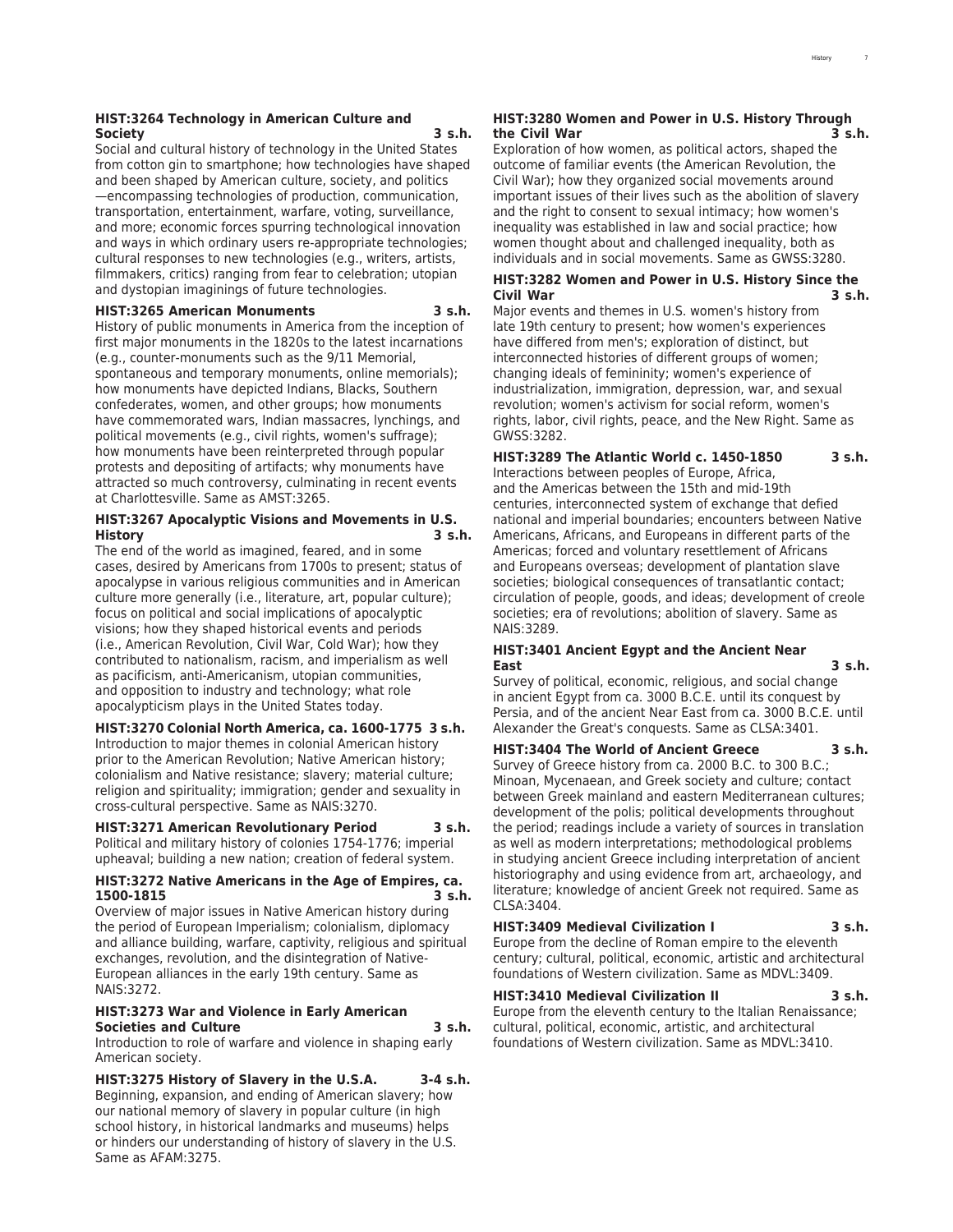**HIST:3264 Technology in American Culture and Society 3 s.h.**
Social and cultural history of technology in the United States from cotton gin to smartphone; how technologies have shaped and been shaped by American culture, society, and politics—encompassing technologies of production, communication, transportation, entertainment, warfare, voting, surveillance, and more; economic forces spurring technological innovation and ways in which ordinary users re-appropriate technologies; cultural responses to new technologies (e.g., writers, artists, filmmakers, critics) ranging from fear to celebration; utopian and dystopian imaginings of future technologies.

**HIST:3265 American Monuments 3 s.h.**
History of public monuments in America from the inception of first major monuments in the 1820s to the latest incarnations (e.g., counter-monuments such as the 9/11 Memorial, spontaneous and temporary monuments, online memorials); how monuments have depicted Indians, Blacks, Southern confederates, women, and other groups; how monuments have commemorated wars, Indian massacres, lynchings, and political movements (e.g., civil rights, women's suffrage); how monuments have been reinterpreted through popular protests and depositing of artifacts; why monuments have attracted so much controversy, culminating in recent events at Charlottesville. Same as AMST:3265.

**HIST:3267 Apocalyptic Visions and Movements in U.S. History 3 s.h.**
The end of the world as imagined, feared, and in some cases, desired by Americans from 1700s to present; status of apocalypse in various religious communities and in American culture more generally (i.e., literature, art, popular culture); focus on political and social implications of apocalyptic visions; how they shaped historical events and periods (i.e., American Revolution, Civil War, Cold War); how they contributed to nationalism, racism, and imperialism as well as pacificism, anti-Americanism, utopian communities, and opposition to industry and technology; what role apocalypticism plays in the United States today.

**HIST:3270 Colonial North America, ca. 1600-1775 3 s.h.**
Introduction to major themes in colonial American history prior to the American Revolution; Native American history; colonialism and Native resistance; slavery; material culture; religion and spirituality; immigration; gender and sexuality in cross-cultural perspective. Same as NAIS:3270.

**HIST:3271 American Revolutionary Period 3 s.h.**
Political and military history of colonies 1754-1776; imperial upheaval; building a new nation; creation of federal system.

**HIST:3272 Native Americans in the Age of Empires, ca. 1500-1815 3 s.h.**
Overview of major issues in Native American history during the period of European Imperialism; colonialism, diplomacy and alliance building, warfare, captivity, religious and spiritual exchanges, revolution, and the disintegration of Native-European alliances in the early 19th century. Same as NAIS:3272.

**HIST:3273 War and Violence in Early American Societies and Culture 3 s.h.**
Introduction to role of warfare and violence in shaping early American society.

**HIST:3275 History of Slavery in the U.S.A. 3-4 s.h.**
Beginning, expansion, and ending of American slavery; how our national memory of slavery in popular culture (in high school history, in historical landmarks and museums) helps or hinders our understanding of history of slavery in the U.S. Same as AFAM:3275.

**HIST:3280 Women and Power in U.S. History Through the Civil War 3 s.h.**
Exploration of how women, as political actors, shaped the outcome of familiar events (the American Revolution, the Civil War); how they organized social movements around important issues of their lives such as the abolition of slavery and the right to consent to sexual intimacy; how women's inequality was established in law and social practice; how women thought about and challenged inequality, both as individuals and in social movements. Same as GWSS:3280.

**HIST:3282 Women and Power in U.S. History Since the Civil War 3 s.h.**
Major events and themes in U.S. women's history from late 19th century to present; how women's experiences have differed from men's; exploration of distinct, but interconnected histories of different groups of women; changing ideals of femininity; women's experience of industrialization, immigration, depression, war, and sexual revolution; women's activism for social reform, women's rights, labor, civil rights, peace, and the New Right. Same as GWSS:3282.

**HIST:3289 The Atlantic World c. 1450-1850 3 s.h.**
Interactions between peoples of Europe, Africa, and the Americas between the 15th and mid-19th centuries, interconnected system of exchange that defied national and imperial boundaries; encounters between Native Americans, Africans, and Europeans in different parts of the Americas; forced and voluntary resettlement of Africans and Europeans overseas; development of plantation slave societies; biological consequences of transatlantic contact; circulation of people, goods, and ideas; development of creole societies; era of revolutions; abolition of slavery. Same as NAIS:3289.

**HIST:3401 Ancient Egypt and the Ancient Near East 3 s.h.**
Survey of political, economic, religious, and social change in ancient Egypt from ca. 3000 B.C.E. until its conquest by Persia, and of the ancient Near East from ca. 3000 B.C.E. until Alexander the Great's conquests. Same as CLSA:3401.

**HIST:3404 The World of Ancient Greece 3 s.h.**
Survey of Greece history from ca. 2000 B.C. to 300 B.C.; Minoan, Mycenaean, and Greek society and culture; contact between Greek mainland and eastern Mediterranean cultures; development of the polis; political developments throughout the period; readings include a variety of sources in translation as well as modern interpretations; methodological problems in studying ancient Greece including interpretation of ancient historiography and using evidence from art, archaeology, and literature; knowledge of ancient Greek not required. Same as CLSA:3404.

**HIST:3409 Medieval Civilization I 3 s.h.**
Europe from the decline of Roman empire to the eleventh century; cultural, political, economic, artistic and architectural foundations of Western civilization. Same as MDVL:3409.

**HIST:3410 Medieval Civilization II 3 s.h.**
Europe from the eleventh century to the Italian Renaissance; cultural, political, economic, artistic, and architectural foundations of Western civilization. Same as MDVL:3410.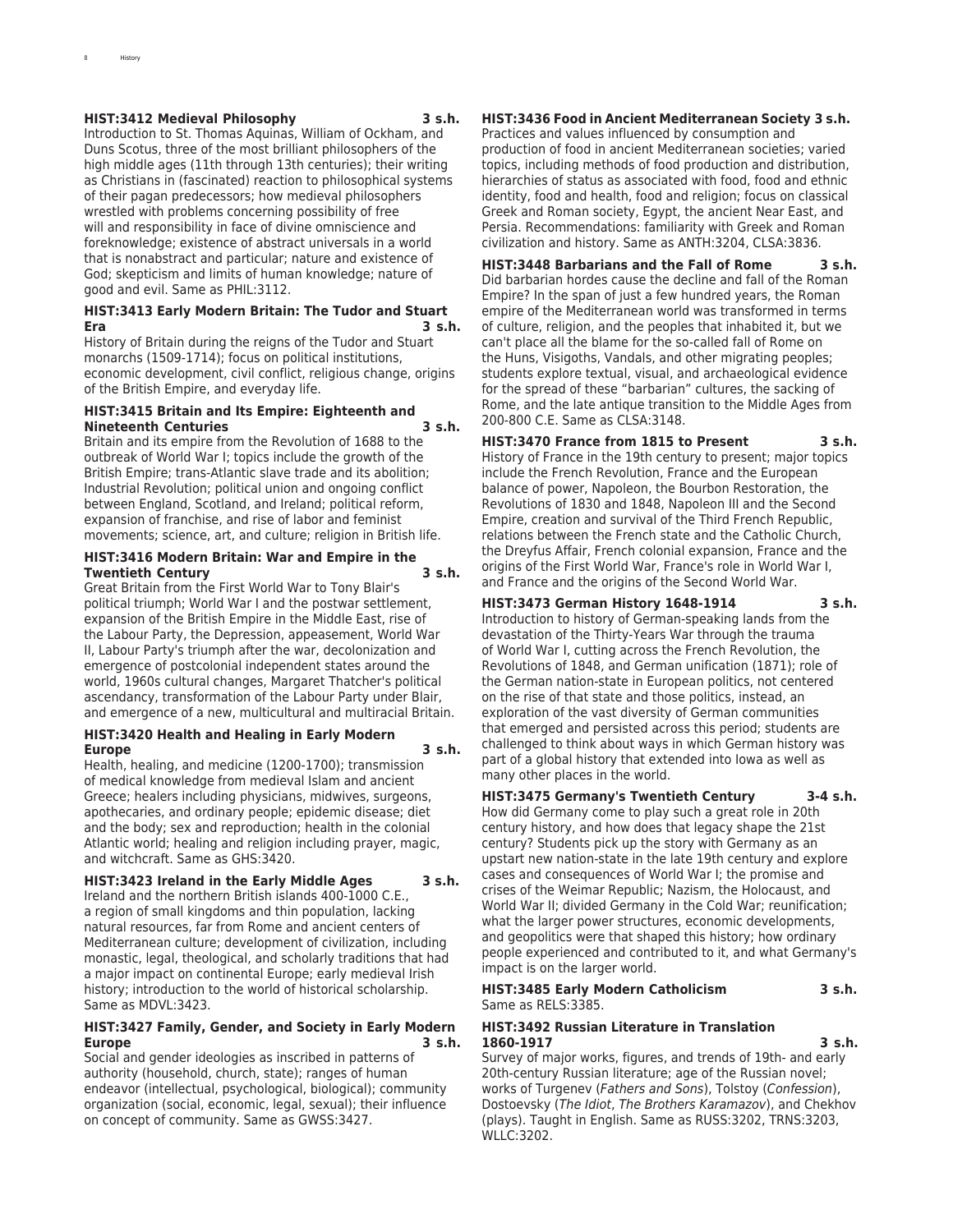**HIST:3412 Medieval Philosophy 3 s.h.**
Introduction to St. Thomas Aquinas, William of Ockham, and Duns Scotus, three of the most brilliant philosophers of the high middle ages (11th through 13th centuries); their writing as Christians in (fascinated) reaction to philosophical systems of their pagan predecessors; how medieval philosophers wrestled with problems concerning possibility of free will and responsibility in face of divine omniscience and foreknowledge; existence of abstract universals in a world that is nonabstract and particular; nature and existence of God; skepticism and limits of human knowledge; nature of good and evil. Same as PHIL:3112.

**HIST:3413 Early Modern Britain: The Tudor and Stuart Era 3 s.h.**
History of Britain during the reigns of the Tudor and Stuart monarchs (1509-1714); focus on political institutions, economic development, civil conflict, religious change, origins of the British Empire, and everyday life.

**HIST:3415 Britain and Its Empire: Eighteenth and Nineteenth Centuries 3 s.h.**
Britain and its empire from the Revolution of 1688 to the outbreak of World War I; topics include the growth of the British Empire; trans-Atlantic slave trade and its abolition; Industrial Revolution; political union and ongoing conflict between England, Scotland, and Ireland; political reform, expansion of franchise, and rise of labor and feminist movements; science, art, and culture; religion in British life.

**HIST:3416 Modern Britain: War and Empire in the Twentieth Century 3 s.h.**
Great Britain from the First World War to Tony Blair's political triumph; World War I and the postwar settlement, expansion of the British Empire in the Middle East, rise of the Labour Party, the Depression, appeasement, World War II, Labour Party's triumph after the war, decolonization and emergence of postcolonial independent states around the world, 1960s cultural changes, Margaret Thatcher's political ascendancy, transformation of the Labour Party under Blair, and emergence of a new, multicultural and multiracial Britain.

**HIST:3420 Health and Healing in Early Modern Europe 3 s.h.**
Health, healing, and medicine (1200-1700); transmission of medical knowledge from medieval Islam and ancient Greece; healers including physicians, midwives, surgeons, apothecaries, and ordinary people; epidemic disease; diet and the body; sex and reproduction; health in the colonial Atlantic world; healing and religion including prayer, magic, and witchcraft. Same as GHS:3420.

**HIST:3423 Ireland in the Early Middle Ages 3 s.h.**
Ireland and the northern British islands 400-1000 C.E., a region of small kingdoms and thin population, lacking natural resources, far from Rome and ancient centers of Mediterranean culture; development of civilization, including monastic, legal, theological, and scholarly traditions that had a major impact on continental Europe; early medieval Irish history; introduction to the world of historical scholarship. Same as MDVL:3423.

**HIST:3427 Family, Gender, and Society in Early Modern Europe 3 s.h.**
Social and gender ideologies as inscribed in patterns of authority (household, church, state); ranges of human endeavor (intellectual, psychological, biological); community organization (social, economic, legal, sexual); their influence on concept of community. Same as GWSS:3427.

**HIST:3436 Food in Ancient Mediterranean Society 3 s.h.**
Practices and values influenced by consumption and production of food in ancient Mediterranean societies; varied topics, including methods of food production and distribution, hierarchies of status as associated with food, food and ethnic identity, food and health, food and religion; focus on classical Greek and Roman society, Egypt, the ancient Near East, and Persia. Recommendations: familiarity with Greek and Roman civilization and history. Same as ANTH:3204, CLSA:3836.

**HIST:3448 Barbarians and the Fall of Rome 3 s.h.**
Did barbarian hordes cause the decline and fall of the Roman Empire? In the span of just a few hundred years, the Roman empire of the Mediterranean world was transformed in terms of culture, religion, and the peoples that inhabited it, but we can't place all the blame for the so-called fall of Rome on the Huns, Visigoths, Vandals, and other migrating peoples; students explore textual, visual, and archaeological evidence for the spread of these "barbarian" cultures, the sacking of Rome, and the late antique transition to the Middle Ages from 200-800 C.E. Same as CLSA:3148.

**HIST:3470 France from 1815 to Present 3 s.h.**
History of France in the 19th century to present; major topics include the French Revolution, France and the European balance of power, Napoleon, the Bourbon Restoration, the Revolutions of 1830 and 1848, Napoleon III and the Second Empire, creation and survival of the Third French Republic, relations between the French state and the Catholic Church, the Dreyfus Affair, French colonial expansion, France and the origins of the First World War, France's role in World War I, and France and the origins of the Second World War.

**HIST:3473 German History 1648-1914 3 s.h.**
Introduction to history of German-speaking lands from the devastation of the Thirty-Years War through the trauma of World War I, cutting across the French Revolution, the Revolutions of 1848, and German unification (1871); role of the German nation-state in European politics, not centered on the rise of that state and those politics, instead, an exploration of the vast diversity of German communities that emerged and persisted across this period; students are challenged to think about ways in which German history was part of a global history that extended into Iowa as well as many other places in the world.

**HIST:3475 Germany's Twentieth Century 3-4 s.h.**
How did Germany come to play such a great role in 20th century history, and how does that legacy shape the 21st century? Students pick up the story with Germany as an upstart new nation-state in the late 19th century and explore cases and consequences of World War I; the promise and crises of the Weimar Republic; Nazism, the Holocaust, and World War II; divided Germany in the Cold War; reunification; what the larger power structures, economic developments, and geopolitics were that shaped this history; how ordinary people experienced and contributed to it, and what Germany's impact is on the larger world.

**HIST:3485 Early Modern Catholicism 3 s.h.**
Same as RELS:3385.

**HIST:3492 Russian Literature in Translation 1860-1917 3 s.h.**
Survey of major works, figures, and trends of 19th- and early 20th-century Russian literature; age of the Russian novel; works of Turgenev (*Fathers and Sons*), Tolstoy (*Confession*), Dostoevsky (*The Idiot*, *The Brothers Karamazov*), and Chekhov (plays). Taught in English. Same as RUSS:3202, TRNS:3203, WLLC:3202.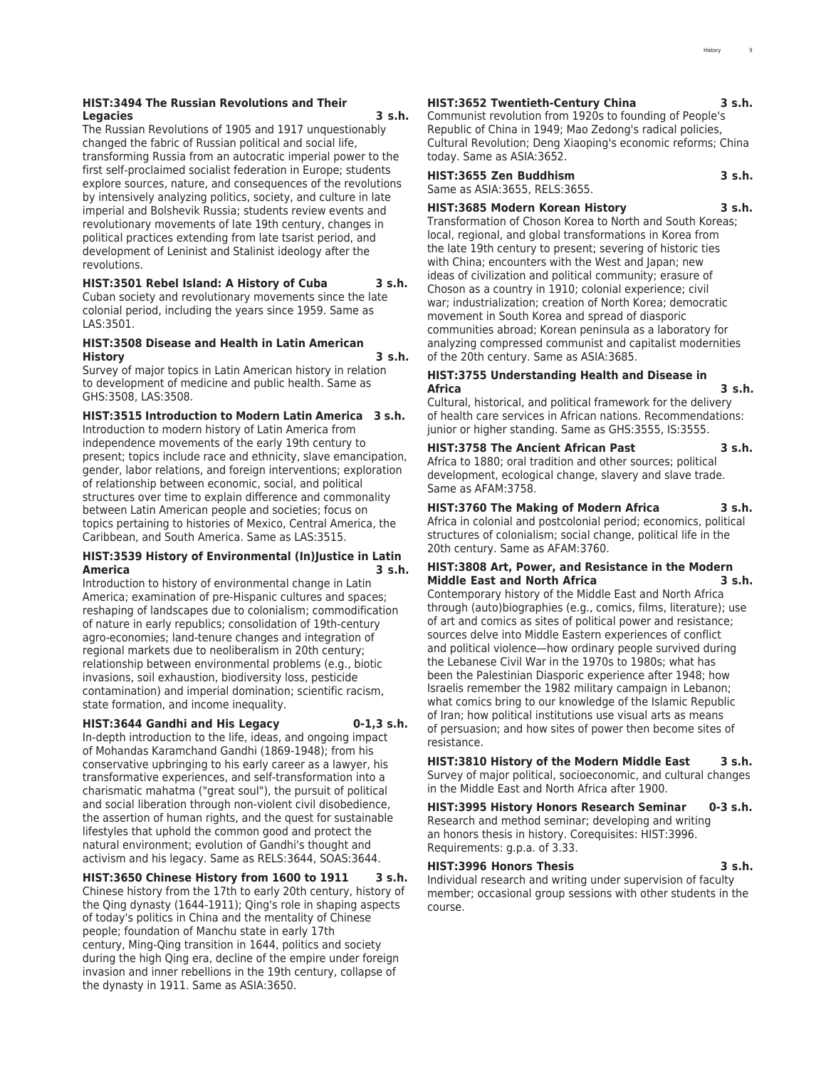**HIST:3494 The Russian Revolutions and Their Legacies 3 s.h.**

The Russian Revolutions of 1905 and 1917 unquestionably changed the fabric of Russian political and social life, transforming Russia from an autocratic imperial power to the first self-proclaimed socialist federation in Europe; students explore sources, nature, and consequences of the revolutions by intensively analyzing politics, society, and culture in late imperial and Bolshevik Russia; students review events and revolutionary movements of late 19th century, changes in political practices extending from late tsarist period, and development of Leninist and Stalinist ideology after the revolutions.

**HIST:3501 Rebel Island: A History of Cuba 3 s.h.**

Cuban society and revolutionary movements since the late colonial period, including the years since 1959. Same as LAS:3501.

**HIST:3508 Disease and Health in Latin American History 3 s.h.**

Survey of major topics in Latin American history in relation to development of medicine and public health. Same as GHS:3508, LAS:3508.

**HIST:3515 Introduction to Modern Latin America 3 s.h.**

Introduction to modern history of Latin America from independence movements of the early 19th century to present; topics include race and ethnicity, slave emancipation, gender, labor relations, and foreign interventions; exploration of relationship between economic, social, and political structures over time to explain difference and commonality between Latin American people and societies; focus on topics pertaining to histories of Mexico, Central America, the Caribbean, and South America. Same as LAS:3515.

**HIST:3539 History of Environmental (In)Justice in Latin America 3 s.h.**

Introduction to history of environmental change in Latin America; examination of pre-Hispanic cultures and spaces; reshaping of landscapes due to colonialism; commodification of nature in early republics; consolidation of 19th-century agro-economies; land-tenure changes and integration of regional markets due to neoliberalism in 20th century; relationship between environmental problems (e.g., biotic invasions, soil exhaustion, biodiversity loss, pesticide contamination) and imperial domination; scientific racism, state formation, and income inequality.

**HIST:3644 Gandhi and His Legacy 0-1,3 s.h.**

In-depth introduction to the life, ideas, and ongoing impact of Mohandas Karamchand Gandhi (1869-1948); from his conservative upbringing to his early career as a lawyer, his transformative experiences, and self-transformation into a charismatic mahatma ("great soul"), the pursuit of political and social liberation through non-violent civil disobedience, the assertion of human rights, and the quest for sustainable lifestyles that uphold the common good and protect the natural environment; evolution of Gandhi's thought and activism and his legacy. Same as RELS:3644, SOAS:3644.

**HIST:3650 Chinese History from 1600 to 1911 3 s.h.**

Chinese history from the 17th to early 20th century, history of the Qing dynasty (1644-1911); Qing's role in shaping aspects of today's politics in China and the mentality of Chinese people; foundation of Manchu state in early 17th century, Ming-Qing transition in 1644, politics and society during the high Qing era, decline of the empire under foreign invasion and inner rebellions in the 19th century, collapse of the dynasty in 1911. Same as ASIA:3650.

**HIST:3652 Twentieth-Century China 3 s.h.**

Communist revolution from 1920s to founding of People's Republic of China in 1949; Mao Zedong's radical policies, Cultural Revolution; Deng Xiaoping's economic reforms; China today. Same as ASIA:3652.

**HIST:3655 Zen Buddhism 3 s.h.**

Same as ASIA:3655, RELS:3655.

**HIST:3685 Modern Korean History 3 s.h.**

Transformation of Choson Korea to North and South Koreas; local, regional, and global transformations in Korea from the late 19th century to present; severing of historic ties with China; encounters with the West and Japan; new ideas of civilization and political community; erasure of Choson as a country in 1910; colonial experience; civil war; industrialization; creation of North Korea; democratic movement in South Korea and spread of diasporic communities abroad; Korean peninsula as a laboratory for analyzing compressed communist and capitalist modernities of the 20th century. Same as ASIA:3685.

**HIST:3755 Understanding Health and Disease in Africa 3 s.h.**

Cultural, historical, and political framework for the delivery of health care services in African nations. Recommendations: junior or higher standing. Same as GHS:3555, IS:3555.

**HIST:3758 The Ancient African Past 3 s.h.**

Africa to 1880; oral tradition and other sources; political development, ecological change, slavery and slave trade. Same as AFAM:3758.

**HIST:3760 The Making of Modern Africa 3 s.h.**

Africa in colonial and postcolonial period; economics, political structures of colonialism; social change, political life in the 20th century. Same as AFAM:3760.

**HIST:3808 Art, Power, and Resistance in the Modern Middle East and North Africa 3 s.h.**

Contemporary history of the Middle East and North Africa through (auto)biographies (e.g., comics, films, literature); use of art and comics as sites of political power and resistance; sources delve into Middle Eastern experiences of conflict and political violence—how ordinary people survived during the Lebanese Civil War in the 1970s to 1980s; what has been the Palestinian Diasporic experience after 1948; how Israelis remember the 1982 military campaign in Lebanon; what comics bring to our knowledge of the Islamic Republic of Iran; how political institutions use visual arts as means of persuasion; and how sites of power then become sites of resistance.

**HIST:3810 History of the Modern Middle East 3 s.h.**

Survey of major political, socioeconomic, and cultural changes in the Middle East and North Africa after 1900.

**HIST:3995 History Honors Research Seminar 0-3 s.h.**

Research and method seminar; developing and writing an honors thesis in history. Corequisites: HIST:3996. Requirements: g.p.a. of 3.33.

**HIST:3996 Honors Thesis 3 s.h.**

Individual research and writing under supervision of faculty member; occasional group sessions with other students in the course.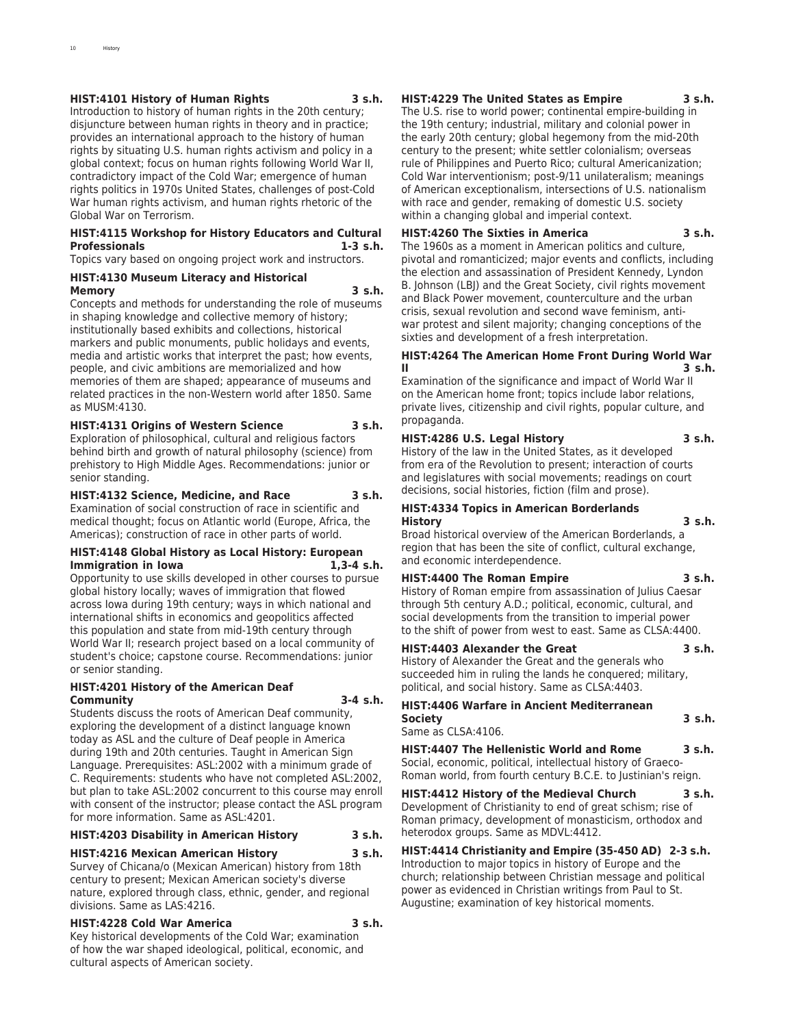**HIST:4101 History of Human Rights 3 s.h.**
Introduction to history of human rights in the 20th century; disjuncture between human rights in theory and in practice; provides an international approach to the history of human rights by situating U.S. human rights activism and policy in a global context; focus on human rights following World War II, contradictory impact of the Cold War; emergence of human rights politics in 1970s United States, challenges of post-Cold War human rights activism, and human rights rhetoric of the Global War on Terrorism.

**HIST:4115 Workshop for History Educators and Cultural Professionals 1-3 s.h.**
Topics vary based on ongoing project work and instructors.

**HIST:4130 Museum Literacy and Historical Memory 3 s.h.**
Concepts and methods for understanding the role of museums in shaping knowledge and collective memory of history; institutionally based exhibits and collections, historical markers and public monuments, public holidays and events, media and artistic works that interpret the past; how events, people, and civic ambitions are memorialized and how memories of them are shaped; appearance of museums and related practices in the non-Western world after 1850. Same as MUSM:4130.

**HIST:4131 Origins of Western Science 3 s.h.**
Exploration of philosophical, cultural and religious factors behind birth and growth of natural philosophy (science) from prehistory to High Middle Ages. Recommendations: junior or senior standing.

**HIST:4132 Science, Medicine, and Race 3 s.h.**
Examination of social construction of race in scientific and medical thought; focus on Atlantic world (Europe, Africa, the Americas); construction of race in other parts of world.

**HIST:4148 Global History as Local History: European Immigration in Iowa 1,3-4 s.h.**
Opportunity to use skills developed in other courses to pursue global history locally; waves of immigration that flowed across Iowa during 19th century; ways in which national and international shifts in economics and geopolitics affected this population and state from mid-19th century through World War II; research project based on a local community of student's choice; capstone course. Recommendations: junior or senior standing.

**HIST:4201 History of the American Deaf Community 3-4 s.h.**
Students discuss the roots of American Deaf community, exploring the development of a distinct language known today as ASL and the culture of Deaf people in America during 19th and 20th centuries. Taught in American Sign Language. Prerequisites: ASL:2002 with a minimum grade of C. Requirements: students who have not completed ASL:2002, but plan to take ASL:2002 concurrent to this course may enroll with consent of the instructor; please contact the ASL program for more information. Same as ASL:4201.

**HIST:4203 Disability in American History 3 s.h.**

**HIST:4216 Mexican American History 3 s.h.**
Survey of Chicana/o (Mexican American) history from 18th century to present; Mexican American society's diverse nature, explored through class, ethnic, gender, and regional divisions. Same as LAS:4216.

**HIST:4228 Cold War America 3 s.h.**
Key historical developments of the Cold War; examination of how the war shaped ideological, political, economic, and cultural aspects of American society.

**HIST:4229 The United States as Empire 3 s.h.**
The U.S. rise to world power; continental empire-building in the 19th century; industrial, military and colonial power in the early 20th century; global hegemony from the mid-20th century to the present; white settler colonialism; overseas rule of Philippines and Puerto Rico; cultural Americanization; Cold War interventionism; post-9/11 unilateralism; meanings of American exceptionalism, intersections of U.S. nationalism with race and gender, remaking of domestic U.S. society within a changing global and imperial context.

**HIST:4260 The Sixties in America 3 s.h.**
The 1960s as a moment in American politics and culture, pivotal and romanticized; major events and conflicts, including the election and assassination of President Kennedy, Lyndon B. Johnson (LBJ) and the Great Society, civil rights movement and Black Power movement, counterculture and the urban crisis, sexual revolution and second wave feminism, anti-war protest and silent majority; changing conceptions of the sixties and development of a fresh interpretation.

**HIST:4264 The American Home Front During World War II 3 s.h.**
Examination of the significance and impact of World War II on the American home front; topics include labor relations, private lives, citizenship and civil rights, popular culture, and propaganda.

**HIST:4286 U.S. Legal History 3 s.h.**
History of the law in the United States, as it developed from era of the Revolution to present; interaction of courts and legislatures with social movements; readings on court decisions, social histories, fiction (film and prose).

**HIST:4334 Topics in American Borderlands History 3 s.h.**
Broad historical overview of the American Borderlands, a region that has been the site of conflict, cultural exchange, and economic interdependence.

**HIST:4400 The Roman Empire 3 s.h.**
History of Roman empire from assassination of Julius Caesar through 5th century A.D.; political, economic, cultural, and social developments from the transition to imperial power to the shift of power from west to east. Same as CLSA:4400.

**HIST:4403 Alexander the Great 3 s.h.**
History of Alexander the Great and the generals who succeeded him in ruling the lands he conquered; military, political, and social history. Same as CLSA:4403.

**HIST:4406 Warfare in Ancient Mediterranean Society 3 s.h.**
Same as CLSA:4106.

**HIST:4407 The Hellenistic World and Rome 3 s.h.**
Social, economic, political, intellectual history of Graeco-Roman world, from fourth century B.C.E. to Justinian's reign.

**HIST:4412 History of the Medieval Church 3 s.h.**
Development of Christianity to end of great schism; rise of Roman primacy, development of monasticism, orthodox and heterodox groups. Same as MDVL:4412.

**HIST:4414 Christianity and Empire (35-450 AD) 2-3 s.h.**
Introduction to major topics in history of Europe and the church; relationship between Christian message and political power as evidenced in Christian writings from Paul to St. Augustine; examination of key historical moments.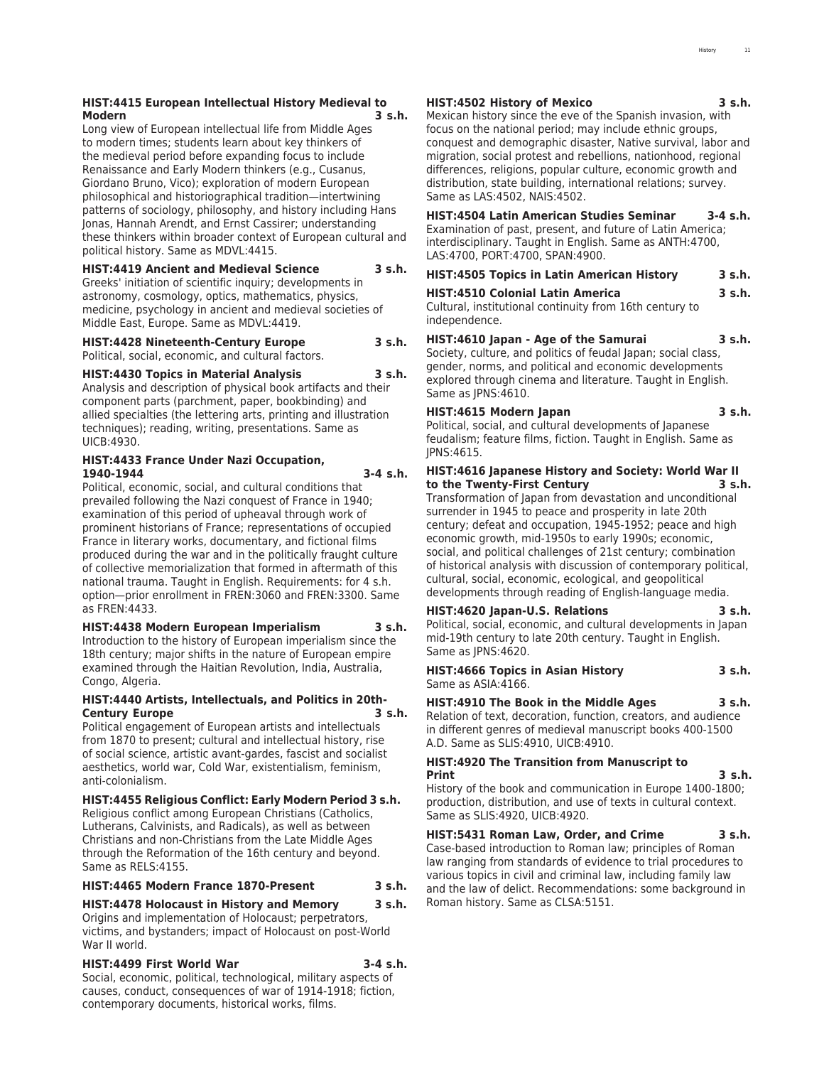**HIST:4415 European Intellectual History Medieval to Modern 3 s.h.**
Long view of European intellectual life from Middle Ages to modern times; students learn about key thinkers of the medieval period before expanding focus to include Renaissance and Early Modern thinkers (e.g., Cusanus, Giordano Bruno, Vico); exploration of modern European philosophical and historiographical tradition—intertwining patterns of sociology, philosophy, and history including Hans Jonas, Hannah Arendt, and Ernst Cassirer; understanding these thinkers within broader context of European cultural and political history. Same as MDVL:4415.

**HIST:4419 Ancient and Medieval Science 3 s.h.**
Greeks' initiation of scientific inquiry; developments in astronomy, cosmology, optics, mathematics, physics, medicine, psychology in ancient and medieval societies of Middle East, Europe. Same as MDVL:4419.

**HIST:4428 Nineteenth-Century Europe 3 s.h.**
Political, social, economic, and cultural factors.

**HIST:4430 Topics in Material Analysis 3 s.h.**
Analysis and description of physical book artifacts and their component parts (parchment, paper, bookbinding) and allied specialties (the lettering arts, printing and illustration techniques); reading, writing, presentations. Same as UICB:4930.

**HIST:4433 France Under Nazi Occupation, 1940-1944 3-4 s.h.**
Political, economic, social, and cultural conditions that prevailed following the Nazi conquest of France in 1940; examination of this period of upheaval through work of prominent historians of France; representations of occupied France in literary works, documentary, and fictional films produced during the war and in the politically fraught culture of collective memorialization that formed in aftermath of this national trauma. Taught in English. Requirements: for 4 s.h. option—prior enrollment in FREN:3060 and FREN:3300. Same as FREN:4433.

**HIST:4438 Modern European Imperialism 3 s.h.**
Introduction to the history of European imperialism since the 18th century; major shifts in the nature of European empire examined through the Haitian Revolution, India, Australia, Congo, Algeria.

**HIST:4440 Artists, Intellectuals, and Politics in 20th-Century Europe 3 s.h.**
Political engagement of European artists and intellectuals from 1870 to present; cultural and intellectual history, rise of social science, artistic avant-gardes, fascist and socialist aesthetics, world war, Cold War, existentialism, feminism, anti-colonialism.

**HIST:4455 Religious Conflict: Early Modern Period 3 s.h.**
Religious conflict among European Christians (Catholics, Lutherans, Calvinists, and Radicals), as well as between Christians and non-Christians from the Late Middle Ages through the Reformation of the 16th century and beyond. Same as RELS:4155.

**HIST:4465 Modern France 1870-Present 3 s.h.**

**HIST:4478 Holocaust in History and Memory 3 s.h.**
Origins and implementation of Holocaust; perpetrators, victims, and bystanders; impact of Holocaust on post-World War II world.

**HIST:4499 First World War 3-4 s.h.**
Social, economic, political, technological, military aspects of causes, conduct, consequences of war of 1914-1918; fiction, contemporary documents, historical works, films.

**HIST:4502 History of Mexico 3 s.h.**
Mexican history since the eve of the Spanish invasion, with focus on the national period; may include ethnic groups, conquest and demographic disaster, Native survival, labor and migration, social protest and rebellions, nationhood, regional differences, religions, popular culture, economic growth and distribution, state building, international relations; survey. Same as LAS:4502, NAIS:4502.

**HIST:4504 Latin American Studies Seminar 3-4 s.h.**
Examination of past, present, and future of Latin America; interdisciplinary. Taught in English. Same as ANTH:4700, LAS:4700, PORT:4700, SPAN:4900.

**HIST:4505 Topics in Latin American History 3 s.h.**

**HIST:4510 Colonial Latin America 3 s.h.**
Cultural, institutional continuity from 16th century to independence.

**HIST:4610 Japan - Age of the Samurai 3 s.h.**
Society, culture, and politics of feudal Japan; social class, gender, norms, and political and economic developments explored through cinema and literature. Taught in English. Same as JPNS:4610.

**HIST:4615 Modern Japan 3 s.h.**
Political, social, and cultural developments of Japanese feudalism; feature films, fiction. Taught in English. Same as JPNS:4615.

**HIST:4616 Japanese History and Society: World War II to the Twenty-First Century 3 s.h.**
Transformation of Japan from devastation and unconditional surrender in 1945 to peace and prosperity in late 20th century; defeat and occupation, 1945-1952; peace and high economic growth, mid-1950s to early 1990s; economic, social, and political challenges of 21st century; combination of historical analysis with discussion of contemporary political, cultural, social, economic, ecological, and geopolitical developments through reading of English-language media.

**HIST:4620 Japan-U.S. Relations 3 s.h.**
Political, social, economic, and cultural developments in Japan mid-19th century to late 20th century. Taught in English. Same as JPNS:4620.

**HIST:4666 Topics in Asian History 3 s.h.**
Same as ASIA:4166.

**HIST:4910 The Book in the Middle Ages 3 s.h.**
Relation of text, decoration, function, creators, and audience in different genres of medieval manuscript books 400-1500 A.D. Same as SLIS:4910, UICB:4910.

**HIST:4920 The Transition from Manuscript to Print 3 s.h.**
History of the book and communication in Europe 1400-1800; production, distribution, and use of texts in cultural context. Same as SLIS:4920, UICB:4920.

**HIST:5431 Roman Law, Order, and Crime 3 s.h.**
Case-based introduction to Roman law; principles of Roman law ranging from standards of evidence to trial procedures to various topics in civil and criminal law, including family law and the law of delict. Recommendations: some background in Roman history. Same as CLSA:5151.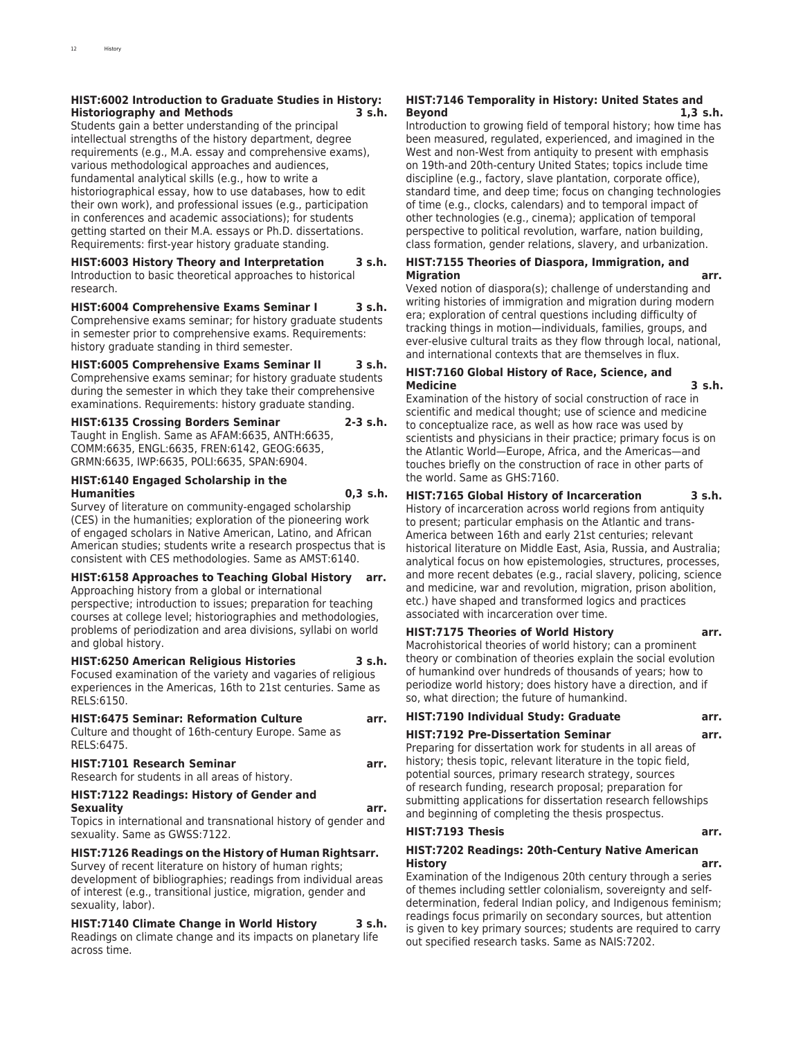**HIST:6002 Introduction to Graduate Studies in History: Historiography and Methods 3 s.h.**
Students gain a better understanding of the principal intellectual strengths of the history department, degree requirements (e.g., M.A. essay and comprehensive exams), various methodological approaches and audiences, fundamental analytical skills (e.g., how to write a historiographical essay, how to use databases, how to edit their own work), and professional issues (e.g., participation in conferences and academic associations); for students getting started on their M.A. essays or Ph.D. dissertations. Requirements: first-year history graduate standing.

**HIST:6003 History Theory and Interpretation 3 s.h.**
Introduction to basic theoretical approaches to historical research.

**HIST:6004 Comprehensive Exams Seminar I 3 s.h.**
Comprehensive exams seminar; for history graduate students in semester prior to comprehensive exams. Requirements: history graduate standing in third semester.

**HIST:6005 Comprehensive Exams Seminar II 3 s.h.**
Comprehensive exams seminar; for history graduate students during the semester in which they take their comprehensive examinations. Requirements: history graduate standing.

**HIST:6135 Crossing Borders Seminar 2-3 s.h.**
Taught in English. Same as AFAM:6635, ANTH:6635, COMM:6635, ENGL:6635, FREN:6142, GEOG:6635, GRMN:6635, IWP:6635, POLI:6635, SPAN:6904.

**HIST:6140 Engaged Scholarship in the Humanities 0,3 s.h.**
Survey of literature on community-engaged scholarship (CES) in the humanities; exploration of the pioneering work of engaged scholars in Native American, Latino, and African American studies; students write a research prospectus that is consistent with CES methodologies. Same as AMST:6140.

**HIST:6158 Approaches to Teaching Global History arr.**
Approaching history from a global or international perspective; introduction to issues; preparation for teaching courses at college level; historiographies and methodologies, problems of periodization and area divisions, syllabi on world and global history.

**HIST:6250 American Religious Histories 3 s.h.**
Focused examination of the variety and vagaries of religious experiences in the Americas, 16th to 21st centuries. Same as RELS:6150.

**HIST:6475 Seminar: Reformation Culture arr.**
Culture and thought of 16th-century Europe. Same as RELS:6475.

**HIST:7101 Research Seminar arr.**
Research for students in all areas of history.

**HIST:7122 Readings: History of Gender and Sexuality arr.**
Topics in international and transnational history of gender and sexuality. Same as GWSS:7122.

**HIST:7126 Readings on the History of Human Rights arr.**
Survey of recent literature on history of human rights; development of bibliographies; readings from individual areas of interest (e.g., transitional justice, migration, gender and sexuality, labor).

**HIST:7140 Climate Change in World History 3 s.h.**
Readings on climate change and its impacts on planetary life across time.

**HIST:7146 Temporality in History: United States and Beyond 1,3 s.h.**
Introduction to growing field of temporal history; how time has been measured, regulated, experienced, and imagined in the West and non-West from antiquity to present with emphasis on 19th-and 20th-century United States; topics include time discipline (e.g., factory, slave plantation, corporate office), standard time, and deep time; focus on changing technologies of time (e.g., clocks, calendars) and to temporal impact of other technologies (e.g., cinema); application of temporal perspective to political revolution, warfare, nation building, class formation, gender relations, slavery, and urbanization.

**HIST:7155 Theories of Diaspora, Immigration, and Migration arr.**
Vexed notion of diaspora(s); challenge of understanding and writing histories of immigration and migration during modern era; exploration of central questions including difficulty of tracking things in motion—individuals, families, groups, and ever-elusive cultural traits as they flow through local, national, and international contexts that are themselves in flux.

**HIST:7160 Global History of Race, Science, and Medicine 3 s.h.**
Examination of the history of social construction of race in scientific and medical thought; use of science and medicine to conceptualize race, as well as how race was used by scientists and physicians in their practice; primary focus is on the Atlantic World—Europe, Africa, and the Americas—and touches briefly on the construction of race in other parts of the world. Same as GHS:7160.

**HIST:7165 Global History of Incarceration 3 s.h.**
History of incarceration across world regions from antiquity to present; particular emphasis on the Atlantic and trans-America between 16th and early 21st centuries; relevant historical literature on Middle East, Asia, Russia, and Australia; analytical focus on how epistemologies, structures, processes, and more recent debates (e.g., racial slavery, policing, science and medicine, war and revolution, migration, prison abolition, etc.) have shaped and transformed logics and practices associated with incarceration over time.

**HIST:7175 Theories of World History arr.**
Macrohistorical theories of world history; can a prominent theory or combination of theories explain the social evolution of humankind over hundreds of thousands of years; how to periodize world history; does history have a direction, and if so, what direction; the future of humankind.

**HIST:7190 Individual Study: Graduate arr.**

**HIST:7192 Pre-Dissertation Seminar arr.**
Preparing for dissertation work for students in all areas of history; thesis topic, relevant literature in the topic field, potential sources, primary research strategy, sources of research funding, research proposal; preparation for submitting applications for dissertation research fellowships and beginning of completing the thesis prospectus.

**HIST:7193 Thesis arr.**

**HIST:7202 Readings: 20th-Century Native American History arr.**
Examination of the Indigenous 20th century through a series of themes including settler colonialism, sovereignty and self-determination, federal Indian policy, and Indigenous feminism; readings focus primarily on secondary sources, but attention is given to key primary sources; students are required to carry out specified research tasks. Same as NAIS:7202.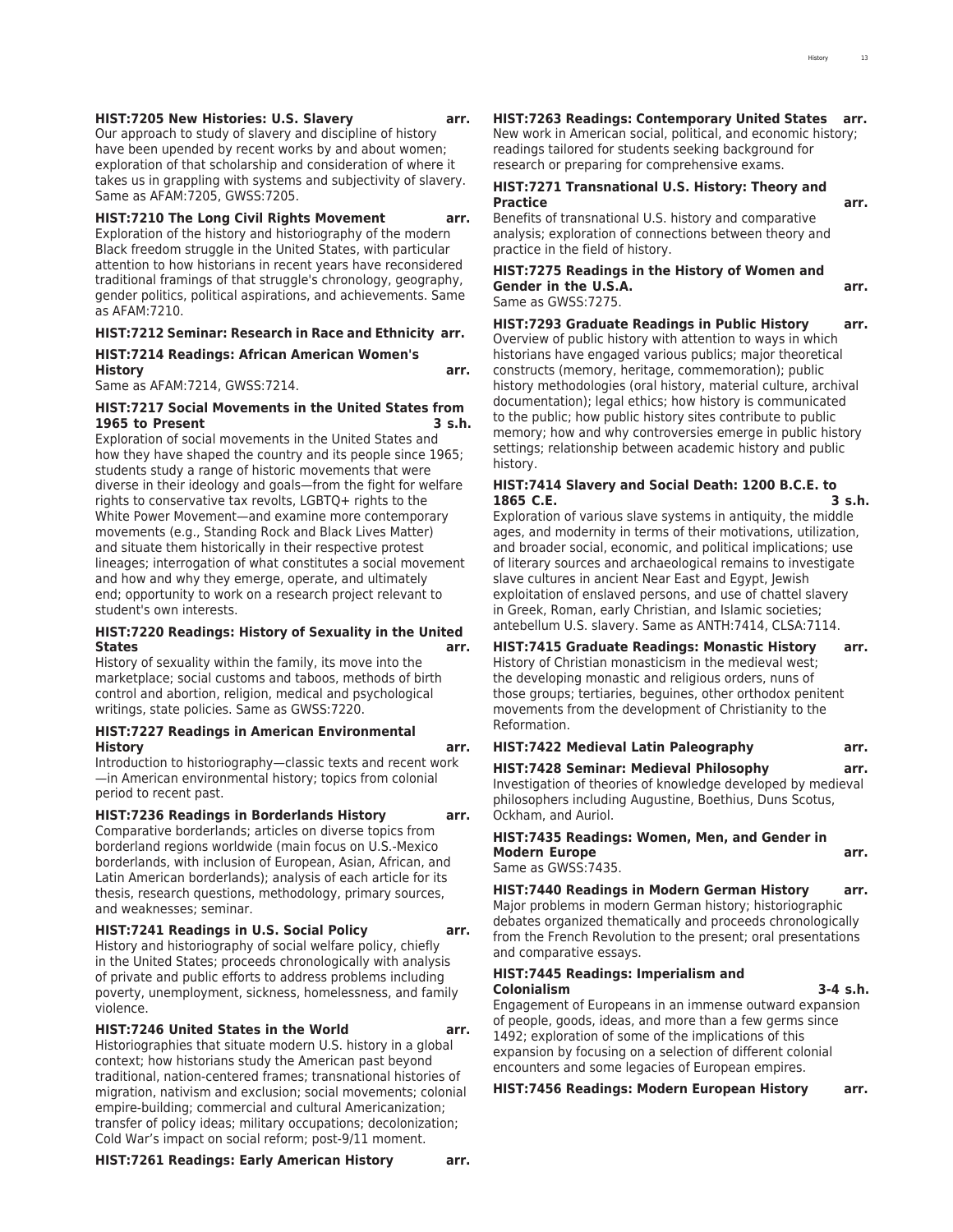**HIST:7205 New Histories: U.S. Slavery arr.**
Our approach to study of slavery and discipline of history have been upended by recent works by and about women; exploration of that scholarship and consideration of where it takes us in grappling with systems and subjectivity of slavery. Same as AFAM:7205, GWSS:7205.

**HIST:7210 The Long Civil Rights Movement arr.**
Exploration of the history and historiography of the modern Black freedom struggle in the United States, with particular attention to how historians in recent years have reconsidered traditional framings of that struggle's chronology, geography, gender politics, political aspirations, and achievements. Same as AFAM:7210.

**HIST:7212 Seminar: Research in Race and Ethnicity arr.**

**HIST:7214 Readings: African American Women's History arr.**
Same as AFAM:7214, GWSS:7214.

**HIST:7217 Social Movements in the United States from 1965 to Present 3 s.h.**
Exploration of social movements in the United States and how they have shaped the country and its people since 1965; students study a range of historic movements that were diverse in their ideology and goals—from the fight for welfare rights to conservative tax revolts, LGBTQ+ rights to the White Power Movement—and examine more contemporary movements (e.g., Standing Rock and Black Lives Matter) and situate them historically in their respective protest lineages; interrogation of what constitutes a social movement and how and why they emerge, operate, and ultimately end; opportunity to work on a research project relevant to student's own interests.

**HIST:7220 Readings: History of Sexuality in the United States arr.**
History of sexuality within the family, its move into the marketplace; social customs and taboos, methods of birth control and abortion, religion, medical and psychological writings, state policies. Same as GWSS:7220.

**HIST:7227 Readings in American Environmental History arr.**
Introduction to historiography—classic texts and recent work—in American environmental history; topics from colonial period to recent past.

**HIST:7236 Readings in Borderlands History arr.**
Comparative borderlands; articles on diverse topics from borderland regions worldwide (main focus on U.S.-Mexico borderlands, with inclusion of European, Asian, African, and Latin American borderlands); analysis of each article for its thesis, research questions, methodology, primary sources, and weaknesses; seminar.

**HIST:7241 Readings in U.S. Social Policy arr.**
History and historiography of social welfare policy, chiefly in the United States; proceeds chronologically with analysis of private and public efforts to address problems including poverty, unemployment, sickness, homelessness, and family violence.

**HIST:7246 United States in the World arr.**
Historiographies that situate modern U.S. history in a global context; how historians study the American past beyond traditional, nation-centered frames; transnational histories of migration, nativism and exclusion; social movements; colonial empire-building; commercial and cultural Americanization; transfer of policy ideas; military occupations; decolonization; Cold War's impact on social reform; post-9/11 moment.

**HIST:7261 Readings: Early American History arr.**

**HIST:7263 Readings: Contemporary United States arr.**
New work in American social, political, and economic history; readings tailored for students seeking background for research or preparing for comprehensive exams.

**HIST:7271 Transnational U.S. History: Theory and Practice arr.**
Benefits of transnational U.S. history and comparative analysis; exploration of connections between theory and practice in the field of history.

**HIST:7275 Readings in the History of Women and Gender in the U.S.A. arr.**
Same as GWSS:7275.

**HIST:7293 Graduate Readings in Public History arr.**
Overview of public history with attention to ways in which historians have engaged various publics; major theoretical constructs (memory, heritage, commemoration); public history methodologies (oral history, material culture, archival documentation); legal ethics; how history is communicated to the public; how public history sites contribute to public memory; how and why controversies emerge in public history settings; relationship between academic history and public history.

**HIST:7414 Slavery and Social Death: 1200 B.C.E. to 1865 C.E. 3 s.h.**
Exploration of various slave systems in antiquity, the middle ages, and modernity in terms of their motivations, utilization, and broader social, economic, and political implications; use of literary sources and archaeological remains to investigate slave cultures in ancient Near East and Egypt, Jewish exploitation of enslaved persons, and use of chattel slavery in Greek, Roman, early Christian, and Islamic societies; antebellum U.S. slavery. Same as ANTH:7414, CLSA:7114.

**HIST:7415 Graduate Readings: Monastic History arr.**
History of Christian monasticism in the medieval west; the developing monastic and religious orders, nuns of those groups; tertiaries, beguines, other orthodox penitent movements from the development of Christianity to the Reformation.

**HIST:7422 Medieval Latin Paleography arr.**

**HIST:7428 Seminar: Medieval Philosophy arr.**
Investigation of theories of knowledge developed by medieval philosophers including Augustine, Boethius, Duns Scotus, Ockham, and Auriol.

**HIST:7435 Readings: Women, Men, and Gender in Modern Europe arr.**
Same as GWSS:7435.

**HIST:7440 Readings in Modern German History arr.**
Major problems in modern German history; historiographic debates organized thematically and proceeds chronologically from the French Revolution to the present; oral presentations and comparative essays.

**HIST:7445 Readings: Imperialism and Colonialism 3-4 s.h.**
Engagement of Europeans in an immense outward expansion of people, goods, ideas, and more than a few germs since 1492; exploration of some of the implications of this expansion by focusing on a selection of different colonial encounters and some legacies of European empires.

**HIST:7456 Readings: Modern European History arr.**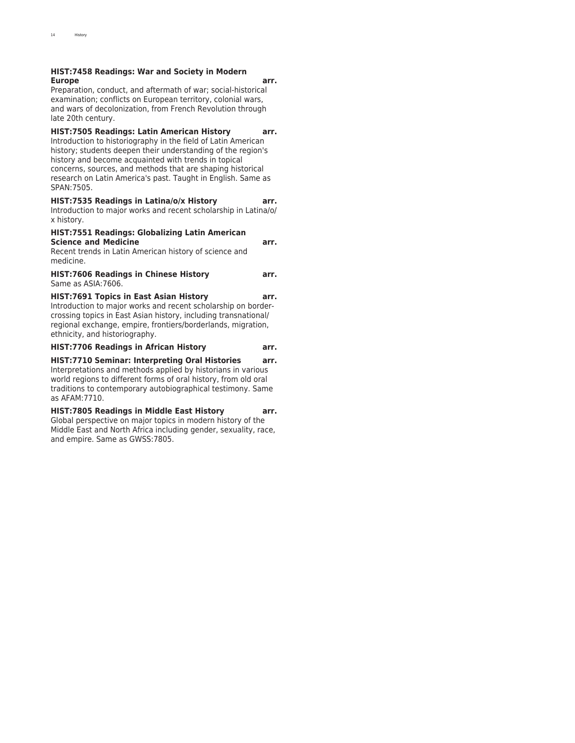**HIST:7458 Readings: War and Society in Modern Europe** **arr.**
Preparation, conduct, and aftermath of war; social-historical examination; conflicts on European territory, colonial wars, and wars of decolonization, from French Revolution through late 20th century.

**HIST:7505 Readings: Latin American History** **arr.**
Introduction to historiography in the field of Latin American history; students deepen their understanding of the region's history and become acquainted with trends in topical concerns, sources, and methods that are shaping historical research on Latin America's past. Taught in English. Same as SPAN:7505.

**HIST:7535 Readings in Latina/o/x History** **arr.**
Introduction to major works and recent scholarship in Latina/o/x history.

**HIST:7551 Readings: Globalizing Latin American Science and Medicine** **arr.**
Recent trends in Latin American history of science and medicine.

**HIST:7606 Readings in Chinese History** **arr.**
Same as ASIA:7606.

**HIST:7691 Topics in East Asian History** **arr.**
Introduction to major works and recent scholarship on border-crossing topics in East Asian history, including transnational/regional exchange, empire, frontiers/borderlands, migration, ethnicity, and historiography.

**HIST:7706 Readings in African History** **arr.**

**HIST:7710 Seminar: Interpreting Oral Histories** **arr.**
Interpretations and methods applied by historians in various world regions to different forms of oral history, from old oral traditions to contemporary autobiographical testimony. Same as AFAM:7710.

**HIST:7805 Readings in Middle East History** **arr.**
Global perspective on major topics in modern history of the Middle East and North Africa including gender, sexuality, race, and empire. Same as GWSS:7805.